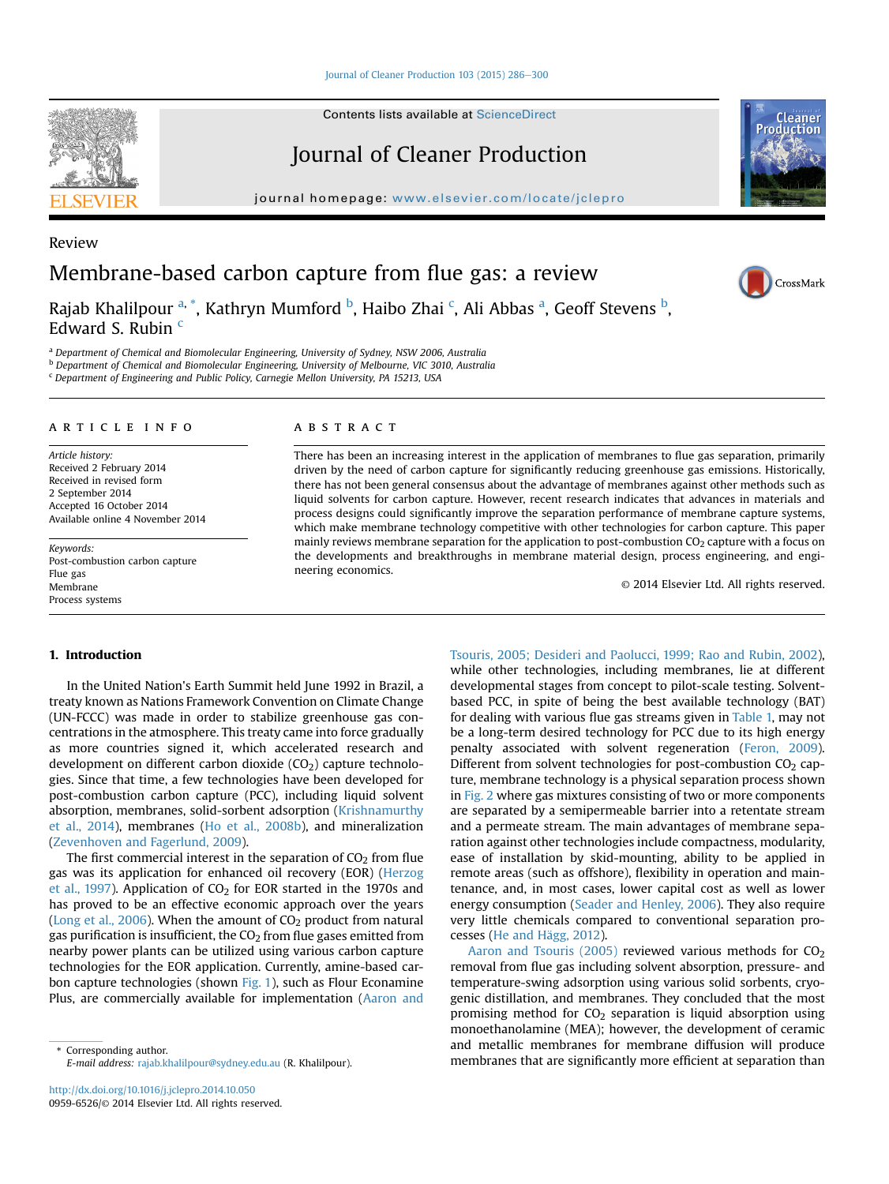Review

# Membrane-based carbon capture from flue gas: a review

Rajab Khalilpour [a,*], Kathryn Mumford [b], Haibo Zhai [c], Ali Abbas [a], Geoff Stevens [b], Edward S. Rubin [c]

[a] Department of Chemical and Biomolecular Engineering, University of Sydney, NSW 2006, Australia
[b] Department of Chemical and Biomolecular Engineering, University of Melbourne, VIC 3010, Australia
[c] Department of Engineering and Public Policy, Carnegie Mellon University, PA 15213, USA

## ARTICLE INFO

*Article history:*
Received 2 February 2014
Received in revised form
2 September 2014
Accepted 16 October 2014
Available online 4 November 2014

*Keywords:*
Post-combustion carbon capture
Flue gas
Membrane
Process systems

## ABSTRACT

There has been an increasing interest in the application of membranes to flue gas separation, primarily driven by the need of carbon capture for significantly reducing greenhouse gas emissions. Historically, there has not been general consensus about the advantage of membranes against other methods such as liquid solvents for carbon capture. However, recent research indicates that advances in materials and process designs could significantly improve the separation performance of membrane capture systems, which make membrane technology competitive with other technologies for carbon capture. This paper mainly reviews membrane separation for the application to post-combustion $CO_2$ capture with a focus on the developments and breakthroughs in membrane material design, process engineering, and engineering economics.

© 2014 Elsevier Ltd. All rights reserved.

## 1. Introduction

In the United Nation's Earth Summit held June 1992 in Brazil, a treaty known as Nations Framework Convention on Climate Change (UN-FCCC) was made in order to stabilize greenhouse gas concentrations in the atmosphere. This treaty came into force gradually as more countries signed it, which accelerated research and development on different carbon dioxide ($CO_2$) capture technologies. Since that time, a few technologies have been developed for post-combustion carbon capture (PCC), including liquid solvent absorption, membranes, solid-sorbent adsorption (Krishnamurthy et al., 2014), membranes (Ho et al., 2008b), and mineralization (Zevenhoven and Fagerlund, 2009).

The first commercial interest in the separation of $CO_2$ from flue gas was its application for enhanced oil recovery (EOR) (Herzog et al., 1997). Application of $CO_2$ for EOR started in the 1970s and has proved to be an effective economic approach over the years (Long et al., 2006). When the amount of $CO_2$ product from natural gas purification is insufficient, the $CO_2$ from flue gases emitted from nearby power plants can be utilized using various carbon capture technologies for the EOR application. Currently, amine-based carbon capture technologies (shown Fig. 1), such as Flour Econamine Plus, are commercially available for implementation (Aaron and Tsouris, 2005; Desideri and Paolucci, 1999; Rao and Rubin, 2002), while other technologies, including membranes, lie at different developmental stages from concept to pilot-scale testing. Solvent-based PCC, in spite of being the best available technology (BAT) for dealing with various flue gas streams given in Table 1, may not be a long-term desired technology for PCC due to its high energy penalty associated with solvent regeneration (Feron, 2009). Different from solvent technologies for post-combustion $CO_2$ capture, membrane technology is a physical separation process shown in Fig. 2 where gas mixtures consisting of two or more components are separated by a semipermeable barrier into a retentate stream and a permeate stream. The main advantages of membrane separation against other technologies include compactness, modularity, ease of installation by skid-mounting, ability to be applied in remote areas (such as offshore), flexibility in operation and maintenance, and, in most cases, lower capital cost as well as lower energy consumption (Seader and Henley, 2006). They also require very little chemicals compared to conventional separation processes (He and Hägg, 2012).

Aaron and Tsouris (2005) reviewed various methods for $CO_2$ removal from flue gas including solvent absorption, pressure- and temperature-swing adsorption using various solid sorbents, cryogenic distillation, and membranes. They concluded that the most promising method for $CO_2$ separation is liquid absorption using monoethanolamine (MEA); however, the development of ceramic and metallic membranes for membrane diffusion will produce membranes that are significantly more efficient at separation than

\* Corresponding author.
E-mail address: rajab.khalilpour@sydney.edu.au (R. Khalilpour).

http://dx.doi.org/10.1016/j.jclepro.2014.10.050
0959-6526/© 2014 Elsevier Ltd. All rights reserved.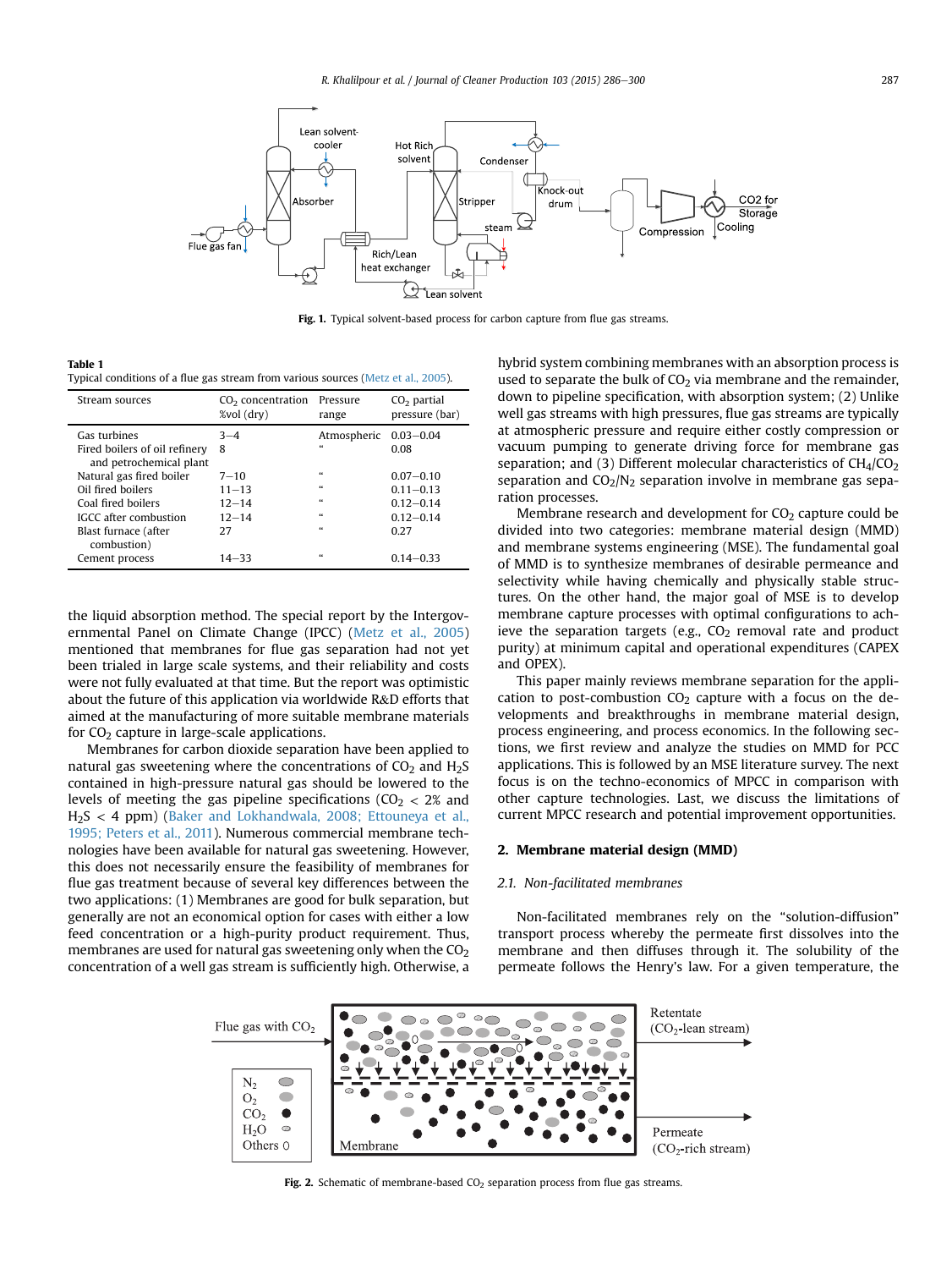Fig. 1. Typical solvent-based process for carbon capture from flue gas streams.

**Table 1**
Typical conditions of a flue gas stream from various sources (Metz et al., 2005).

| Stream sources | $CO_2$ concentration %vol (dry) | Pressure range | $CO_2$ partial pressure (bar) |
|---|---|---|---|
| Gas turbines | 3–4 | Atmospheric | 0.03–0.04 |
| Fired boilers of oil refinery and petrochemical plant | 8 | " | 0.08 |
| Natural gas fired boiler | 7–10 | " | 0.07–0.10 |
| Oil fired boilers | 11–13 | " | 0.11–0.13 |
| Coal fired boilers | 12–14 | " | 0.12–0.14 |
| IGCC after combustion | 12–14 | " | 0.12–0.14 |
| Blast furnace (after combustion) | 27 | " | 0.27 |
| Cement process | 14–33 | " | 0.14–0.33 |

the liquid absorption method. The special report by the Intergovernmental Panel on Climate Change (IPCC) (Metz et al., 2005) mentioned that membranes for flue gas separation had not yet been trialed in large scale systems, and their reliability and costs were not fully evaluated at that time. But the report was optimistic about the future of this application via worldwide R&D efforts that aimed at the manufacturing of more suitable membrane materials for $CO_2$ capture in large-scale applications.

Membranes for carbon dioxide separation have been applied to natural gas sweetening where the concentrations of $CO_2$ and $H_2S$ contained in high-pressure natural gas should be lowered to the levels of meeting the gas pipeline specifications ($CO_2$ < 2% and $H_2S$ < 4 ppm) (Baker and Lokhandwala, 2008; Ettouneya et al., 1995; Peters et al., 2011). Numerous commercial membrane technologies have been available for natural gas sweetening. However, this does not necessarily ensure the feasibility of membranes for flue gas treatment because of several key differences between the two applications: (1) Membranes are good for bulk separation, but generally are not an economical option for cases with either a low feed concentration or a high-purity product requirement. Thus, membranes are used for natural gas sweetening only when the $CO_2$ concentration of a well gas stream is sufficiently high. Otherwise, a hybrid system combining membranes with an absorption process is used to separate the bulk of $CO_2$ via membrane and the remainder, down to pipeline specification, with absorption system; (2) Unlike well gas streams with high pressures, flue gas streams are typically at atmospheric pressure and require either costly compression or vacuum pumping to generate driving force for membrane gas separation; and (3) Different molecular characteristics of $CH_4/CO_2$ separation and $CO_2/N_2$ separation involve in membrane gas separation processes.

Membrane research and development for $CO_2$ capture could be divided into two categories: membrane material design (MMD) and membrane systems engineering (MSE). The fundamental goal of MMD is to synthesize membranes of desirable permeance and selectivity while having chemically and physically stable structures. On the other hand, the major goal of MSE is to develop membrane capture processes with optimal configurations to achieve the separation targets (e.g., $CO_2$ removal rate and product purity) at minimum capital and operational expenditures (CAPEX and OPEX).

This paper mainly reviews membrane separation for the application to post-combustion $CO_2$ capture with a focus on the developments and breakthroughs in membrane material design, process engineering, and process economics. In the following sections, we first review and analyze the studies on MMD for PCC applications. This is followed by an MSE literature survey. The next focus is on the techno-economics of MPCC in comparison with other capture technologies. Last, we discuss the limitations of current MPCC research and potential improvement opportunities.

## 2. Membrane material design (MMD)

### 2.1. Non-facilitated membranes

Non-facilitated membranes rely on the "solution-diffusion" transport process whereby the permeate first dissolves into the membrane and then diffuses through it. The solubility of the permeate follows the Henry's law. For a given temperature, the

Fig. 2. Schematic of membrane-based $CO_2$ separation process from flue gas streams.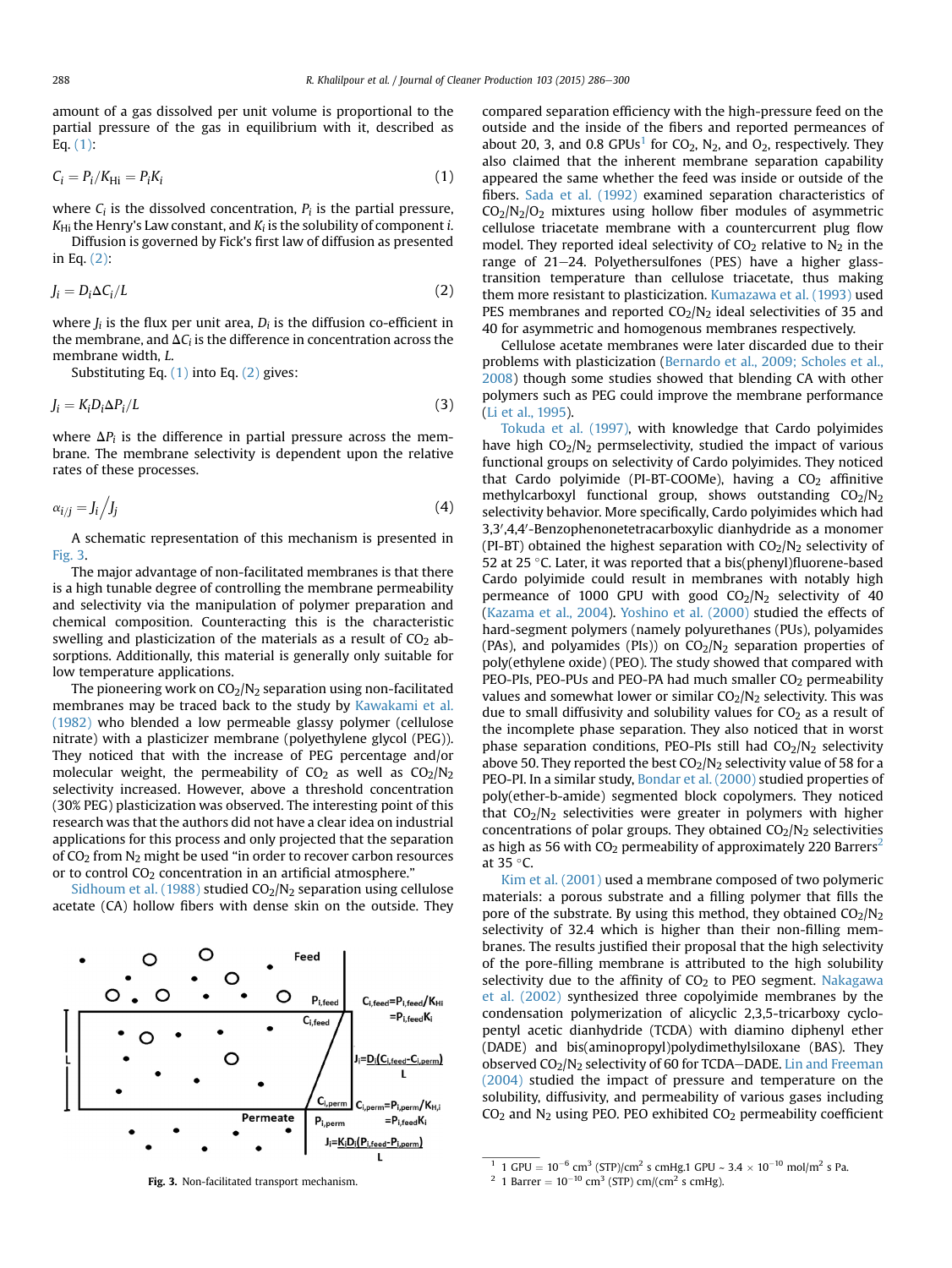amount of a gas dissolved per unit volume is proportional to the partial pressure of the gas in equilibrium with it, described as Eq. (1):

$$C_i = P_i/K_{Hi} = P_iK_i \tag{1}$$

where $C_i$ is the dissolved concentration, $P_i$ is the partial pressure, $K_{Hi}$ the Henry's Law constant, and $K_i$ is the solubility of component $i$.

Diffusion is governed by Fick's first law of diffusion as presented in Eq. (2):

$$J_i = D_i\Delta C_i/L \tag{2}$$

where $J_i$ is the flux per unit area, $D_i$ is the diffusion co-efficient in the membrane, and $\Delta C_i$ is the difference in concentration across the membrane width, $L$.

Substituting Eq. (1) into Eq. (2) gives:

$$J_i = K_iD_i\Delta P_i/L \tag{3}$$

where $\Delta P_i$ is the difference in partial pressure across the membrane. The membrane selectivity is dependent upon the relative rates of these processes.

$$\alpha_{i/j} = J_i\Big/J_j \tag{4}$$

A schematic representation of this mechanism is presented in Fig. 3.

The major advantage of non-facilitated membranes is that there is a high tunable degree of controlling the membrane permeability and selectivity via the manipulation of polymer preparation and chemical composition. Counteracting this is the characteristic swelling and plasticization of the materials as a result of $CO_2$ absorptions. Additionally, this material is generally only suitable for low temperature applications.

The pioneering work on $CO_2/N_2$ separation using non-facilitated membranes may be traced back to the study by Kawakami et al. (1982) who blended a low permeable glassy polymer (cellulose nitrate) with a plasticizer membrane (polyethylene glycol (PEG)). They noticed that with the increase of PEG percentage and/or molecular weight, the permeability of $CO_2$ as well as $CO_2/N_2$ selectivity increased. However, above a threshold concentration (30% PEG) plasticization was observed. The interesting point of this research was that the authors did not have a clear idea on industrial applications for this process and only projected that the separation of $CO_2$ from $N_2$ might be used "in order to recover carbon resources or to control $CO_2$ concentration in an artificial atmosphere."

Sidhoum et al. (1988) studied $CO_2/N_2$ separation using cellulose acetate (CA) hollow fibers with dense skin on the outside. They compared separation efficiency with the high-pressure feed on the outside and the inside of the fibers and reported permeances of about 20, 3, and 0.8 GPUs[1] for $CO_2$, $N_2$, and $O_2$, respectively. They also claimed that the inherent membrane separation capability appeared the same whether the feed was inside or outside of the fibers. Sada et al. (1992) examined separation characteristics of $CO_2/N_2/O_2$ mixtures using hollow fiber modules of asymmetric cellulose triacetate membrane with a countercurrent plug flow model. They reported ideal selectivity of $CO_2$ relative to $N_2$ in the range of 21–24. Polyethersulfones (PES) have a higher glass-transition temperature than cellulose triacetate, thus making them more resistant to plasticization. Kumazawa et al. (1993) used PES membranes and reported $CO_2/N_2$ ideal selectivities of 35 and 40 for asymmetric and homogenous membranes respectively.

Cellulose acetate membranes were later discarded due to their problems with plasticization (Bernardo et al., 2009; Scholes et al., 2008) though some studies showed that blending CA with other polymers such as PEG could improve the membrane performance (Li et al., 1995).

Tokuda et al. (1997), with knowledge that Cardo polyimides have high $CO_2/N_2$ permselectivity, studied the impact of various functional groups on selectivity of Cardo polyimides. They noticed that Cardo polyimide (PI-BT-COOMe), having a $CO_2$ affinitive methylcarboxyl functional group, shows outstanding $CO_2/N_2$ selectivity behavior. More specifically, Cardo polyimides which had 3,3′,4,4′-Benzophenonetetracarboxylic dianhydride as a monomer (PI-BT) obtained the highest separation with $CO_2/N_2$ selectivity of 52 at 25 °C. Later, it was reported that a bis(phenyl)fluorene-based Cardo polyimide could result in membranes with notably high permeance of 1000 GPU with good $CO_2/N_2$ selectivity of 40 (Kazama et al., 2004). Yoshino et al. (2000) studied the effects of hard-segment polymers (namely polyurethanes (PUs), polyamides (PAs), and polyimides (PIs)) on $CO_2/N_2$ separation properties of poly(ethylene oxide) (PEO). The study showed that compared with PEO-PIs, PEO-PUs and PEO-PA had much smaller $CO_2$ permeability values and somewhat lower or similar $CO_2/N_2$ selectivity. This was due to small diffusivity and solubility values for $CO_2$ as a result of the incomplete phase separation. They also noticed that in worst phase separation conditions, PEO-PIs still had $CO_2/N_2$ selectivity above 50. They reported the best $CO_2/N_2$ selectivity value of 58 for a PEO-PI. In a similar study, Bondar et al. (2000) studied properties of poly(ether-b-amide) segmented block copolymers. They noticed that $CO_2/N_2$ selectivities were greater in polymers with higher concentrations of polar groups. They obtained $CO_2/N_2$ selectivities as high as 56 with $CO_2$ permeability of approximately 220 Barrers[2] at 35 °C.

Kim et al. (2001) used a membrane composed of two polymeric materials: a porous substrate and a filling polymer that fills the pore of the substrate. By using this method, they obtained $CO_2/N_2$ selectivity of 32.4 which is higher than their non-filling membranes. The results justified their proposal that the high selectivity of the pore-filling membrane is attributed to the high solubility selectivity due to the affinity of $CO_2$ to PEO segment. Nakagawa et al. (2002) synthesized three copolyimide membranes by the condensation polymerization of alicyclic 2,3,5-tricarboxy cyclopentyl acetic dianhydride (TCDA) with diamino diphenyl ether (DADE) and bis(aminopropyl)polydimethylsiloxane (BAS). They observed $CO_2/N_2$ selectivity of 60 for TCDA–DADE. Lin and Freeman (2004) studied the impact of pressure and temperature on the solubility, diffusivity, and permeability of various gases including $CO_2$ and $N_2$ using PEO. PEO exhibited $CO_2$ permeability coefficient

Fig. 3. Non-facilitated transport mechanism.

[1] 1 GPU = $10^{-6}$ cm$^3$ (STP)/cm$^2$ s cmHg.1 GPU ~ 3.4 × $10^{-10}$ mol/m$^2$ s Pa.

[2] 1 Barrer = $10^{-10}$ cm$^3$ (STP) cm/(cm$^2$ s cmHg).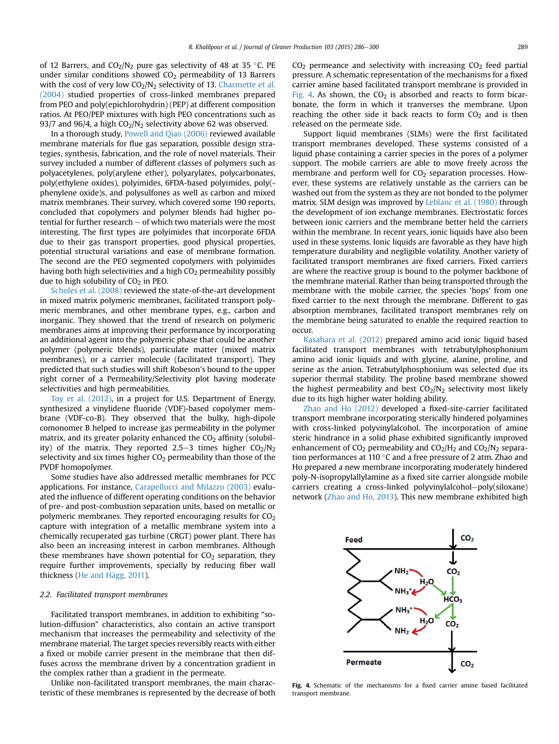of 12 Barrers, and $CO_2/N_2$ pure gas selectivity of 48 at 35 °C. PE under similar conditions showed $CO_2$ permeability of 13 Barrers with the cost of very low $CO_2/N_2$ selectivity of 13. Charmette et al. (2004) studied properties of cross-linked membranes prepared from PEO and poly(epichlorohydrin) (PEP) at different composition ratios. At PEO/PEP mixtures with high PEO concentrations such as 93/7 and 96/4, a high $CO_2/N_2$ selectivity above 62 was observed.

In a thorough study, Powell and Qiao (2006) reviewed available membrane materials for flue gas separation, possible design strategies, synthesis, fabrication, and the role of novel materials. Their survey included a number of different classes of polymers such as polyacetylenes, poly(arylene ether), polyarylates, polycarbonates, poly(ethylene oxides), polyimides, 6FDA-based polyimides, poly(-phenylene oxide)s, and polysulfones as well as carbon and mixed matrix membranes. Their survey, which covered some 190 reports, concluded that copolymers and polymer blends had higher potential for further research – of which two materials were the most interesting. The first types are polyimides that incorporate 6FDA due to their gas transport properties, good physical properties, potential structural variations and ease of membrane formation. The second are the PEO segmented copolymers with polyimides having both high selectivities and a high $CO_2$ permeability possibly due to high solubility of $CO_2$ in PEO.

Scholes et al. (2008) reviewed the state-of-the-art development in mixed matrix polymeric membranes, facilitated transport polymeric membranes, and other membrane types, e.g., carbon and inorganic. They showed that the trend of research on polymeric membranes aims at improving their performance by incorporating an additional agent into the polymeric phase that could be another polymer (polymeric blends), particulate matter (mixed matrix membranes), or a carrier molecule (facilitated transport). They predicted that such studies will shift Robeson's bound to the upper right corner of a Permeability/Selectivity plot having moderate selectivities and high permeabilities.

Toy et al. (2012), in a project for U.S. Department of Energy, synthesized a vinylidene fluoride (VDF)-based copolymer membrane (VDF-co-B). They observed that the bulky, high-dipole comonomer B helped to increase gas permeability in the polymer matrix, and its greater polarity enhanced the $CO_2$ affinity (solubility) of the matrix. They reported 2.5–3 times higher $CO_2/N_2$ selectivity and six times higher $CO_2$ permeability than those of the PVDF homopolymer.

Some studies have also addressed metallic membranes for PCC applications. For instance, Carapellucci and Milazzo (2003) evaluated the influence of different operating conditions on the behavior of pre- and post-combustion separation units, based on metallic or polymeric membranes. They reported encouraging results for $CO_2$ capture with integration of a metallic membrane system into a chemically recuperated gas turbine (CRGT) power plant. There has also been an increasing interest in carbon membranes. Although these membranes have shown potential for $CO_2$ separation, they require further improvements, specially by reducing fiber wall thickness (He and Hägg, 2011).

### 2.2. Facilitated transport membranes

Facilitated transport membranes, in addition to exhibiting "solution-diffusion" characteristics, also contain an active transport mechanism that increases the permeability and selectivity of the membrane material. The target species reversibly reacts with either a fixed or mobile carrier present in the membrane that then diffuses across the membrane driven by a concentration gradient in the complex rather than a gradient in the permeate.

Unlike non-facilitated transport membranes, the main characteristic of these membranes is represented by the decrease of both $CO_2$ permeance and selectivity with increasing $CO_2$ feed partial pressure. A schematic representation of the mechanisms for a fixed carrier amine based facilitated transport membrane is provided in Fig. 4. As shown, the $CO_2$ is absorbed and reacts to form bicarbonate, the form in which it tranverses the membrane. Upon reaching the other side it back reacts to form $CO_2$ and is then released on the permeate side.

Support liquid membranes (SLMs) were the first facilitated transport membranes developed. These systems consisted of a liquid phase containing a carrier species in the pores of a polymer support. The mobile carriers are able to move freely across the membrane and perform well for $CO_2$ separation processes. However, these systems are relatively unstable as the carriers can be washed out from the system as they are not bonded to the polymer matrix. SLM design was improved by Leblanc et al. (1980) through the development of ion exchange membranes. Electrostatic forces between ionic carriers and the membrane better held the carriers within the membrane. In recent years, ionic liquids have also been used in these systems. Ionic liquids are favorable as they have high temperature durability and negligible volatility. Another variety of facilitated transport membranes are fixed carriers. Fixed carriers are where the reactive group is bound to the polymer backbone of the membrane material. Rather than being transported through the membrane with the mobile carrier, the species 'hops' from one fixed carrier to the next through the membrane. Different to gas absorption membranes, facilitated transport membranes rely on the membrane being saturated to enable the required reaction to occur.

Kasahara et al. (2012) prepared amino acid ionic liquid based facilitated transport membranes with tetrabutylphosphonium amino acid ionic liquids and with glycine, alanine, proline, and serine as the anion. Tetrabutylphosphonium was selected due its superior thermal stability. The proline based membrane showed the highest permeability and best $CO_2/N_2$ selectivity most likely due to its high higher water holding ability.

Zhao and Ho (2012) developed a fixed-site-carrier facilitated transport membrane incorporating sterically hindered polyamines with cross-linked polyvinylalcohol. The incorporation of amine steric hindrance in a solid phase exhibited significantly improved enhancement of $CO_2$ permeability and $CO_2/H_2$ and $CO_2/N_2$ separation performances at 110 °C and a free pressure of 2 atm. Zhao and Ho prepared a new membrane incorporating moderately hindered poly-N-isopropylallylamine as a fixed site carrier alongside mobile carriers creating a cross-linked polyvinylalcohol–poly(siloxane) network (Zhao and Ho, 2013). This new membrane exhibited high

**Fig. 4.** Schematic of the mechanisms for a fixed carrier amine based facilitated transport membrane.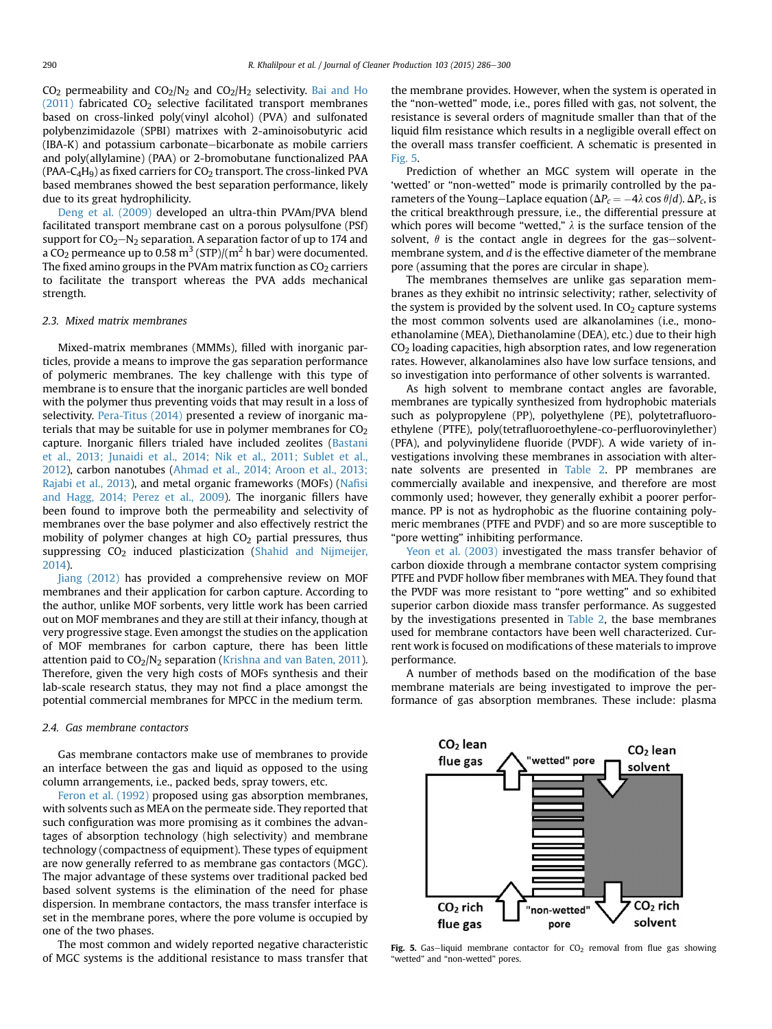$CO_2$ permeability and $CO_2/N_2$ and $CO_2/H_2$ selectivity. Bai and Ho (2011) fabricated $CO_2$ selective facilitated transport membranes based on cross-linked poly(vinyl alcohol) (PVA) and sulfonated polybenzimidazole (SPBI) matrixes with 2-aminoisobutyric acid (IBA-K) and potassium carbonate–bicarbonate as mobile carriers and poly(allylamine) (PAA) or 2-bromobutane functionalized PAA (PAA-$C_4H_9$) as fixed carriers for $CO_2$ transport. The cross-linked PVA based membranes showed the best separation performance, likely due to its great hydrophilicity.

Deng et al. (2009) developed an ultra-thin PVAm/PVA blend facilitated transport membrane cast on a porous polysulfone (PSf) support for $CO_2$–$N_2$ separation. A separation factor of up to 174 and a $CO_2$ permeance up to 0.58 $m^3$ (STP)/($m^2$ h bar) were documented. The fixed amino groups in the PVAm matrix function as $CO_2$ carriers to facilitate the transport whereas the PVA adds mechanical strength.

### 2.3. Mixed matrix membranes

Mixed-matrix membranes (MMMs), filled with inorganic particles, provide a means to improve the gas separation performance of polymeric membranes. The key challenge with this type of membrane is to ensure that the inorganic particles are well bonded with the polymer thus preventing voids that may result in a loss of selectivity. Pera-Titus (2014) presented a review of inorganic materials that may be suitable for use in polymer membranes for $CO_2$ capture. Inorganic fillers trialed have included zeolites (Bastani et al., 2013; Junaidi et al., 2014; Nik et al., 2011; Sublet et al., 2012), carbon nanotubes (Ahmad et al., 2014; Aroon et al., 2013; Rajabi et al., 2013), and metal organic frameworks (MOFs) (Nafisi and Hagg, 2014; Perez et al., 2009). The inorganic fillers have been found to improve both the permeability and selectivity of membranes over the base polymer and also effectively restrict the mobility of polymer changes at high $CO_2$ partial pressures, thus suppressing $CO_2$ induced plasticization (Shahid and Nijmeijer, 2014).

Jiang (2012) has provided a comprehensive review on MOF membranes and their application for carbon capture. According to the author, unlike MOF sorbents, very little work has been carried out on MOF membranes and they are still at their infancy, though at very progressive stage. Even amongst the studies on the application of MOF membranes for carbon capture, there has been little attention paid to $CO_2/N_2$ separation (Krishna and van Baten, 2011). Therefore, given the very high costs of MOFs synthesis and their lab-scale research status, they may not find a place amongst the potential commercial membranes for MPCC in the medium term.

### 2.4. Gas membrane contactors

Gas membrane contactors make use of membranes to provide an interface between the gas and liquid as opposed to the using column arrangements, i.e., packed beds, spray towers, etc.

Feron et al. (1992) proposed using gas absorption membranes, with solvents such as MEA on the permeate side. They reported that such configuration was more promising as it combines the advantages of absorption technology (high selectivity) and membrane technology (compactness of equipment). These types of equipment are now generally referred to as membrane gas contactors (MGC). The major advantage of these systems over traditional packed bed based solvent systems is the elimination of the need for phase dispersion. In membrane contactors, the mass transfer interface is set in the membrane pores, where the pore volume is occupied by one of the two phases.

The most common and widely reported negative characteristic of MGC systems is the additional resistance to mass transfer that the membrane provides. However, when the system is operated in the "non-wetted" mode, i.e., pores filled with gas, not solvent, the resistance is several orders of magnitude smaller than that of the liquid film resistance which results in a negligible overall effect on the overall mass transfer coefficient. A schematic is presented in Fig. 5.

Prediction of whether an MGC system will operate in the 'wetted' or "non-wetted" mode is primarily controlled by the parameters of the Young–Laplace equation ($\Delta P_c = -4\lambda \cos\theta/d$). $\Delta P_c$, is the critical breakthrough pressure, i.e., the differential pressure at which pores will become "wetted," $\lambda$ is the surface tension of the solvent, $\theta$ is the contact angle in degrees for the gas–solvent-membrane system, and $d$ is the effective diameter of the membrane pore (assuming that the pores are circular in shape).

The membranes themselves are unlike gas separation membranes as they exhibit no intrinsic selectivity; rather, selectivity of the system is provided by the solvent used. In $CO_2$ capture systems the most common solvents used are alkanolamines (i.e., monoethanolamine (MEA), Diethanolamine (DEA), etc.) due to their high $CO_2$ loading capacities, high absorption rates, and low regeneration rates. However, alkanolamines also have low surface tensions, and so investigation into performance of other solvents is warranted.

As high solvent to membrane contact angles are favorable, membranes are typically synthesized from hydrophobic materials such as polypropylene (PP), polyethylene (PE), polytetrafluoroethylene (PTFE), poly(tetrafluoroethylene-co-perfluorovinylether) (PFA), and polyvinylidene fluoride (PVDF). A wide variety of investigations involving these membranes in association with alternate solvents are presented in Table 2. PP membranes are commercially available and inexpensive, and therefore are most commonly used; however, they generally exhibit a poorer performance. PP is not as hydrophobic as the fluorine containing polymeric membranes (PTFE and PVDF) and so are more susceptible to "pore wetting" inhibiting performance.

Yeon et al. (2003) investigated the mass transfer behavior of carbon dioxide through a membrane contactor system comprising PTFE and PVDF hollow fiber membranes with MEA. They found that the PVDF was more resistant to "pore wetting" and so exhibited superior carbon dioxide mass transfer performance. As suggested by the investigations presented in Table 2, the base membranes used for membrane contactors have been well characterized. Current work is focused on modifications of these materials to improve performance.

A number of methods based on the modification of the base membrane materials are being investigated to improve the performance of gas absorption membranes. These include: plasma

**Fig. 5.** Gas–liquid membrane contactor for $CO_2$ removal from flue gas showing "wetted" and "non-wetted" pores.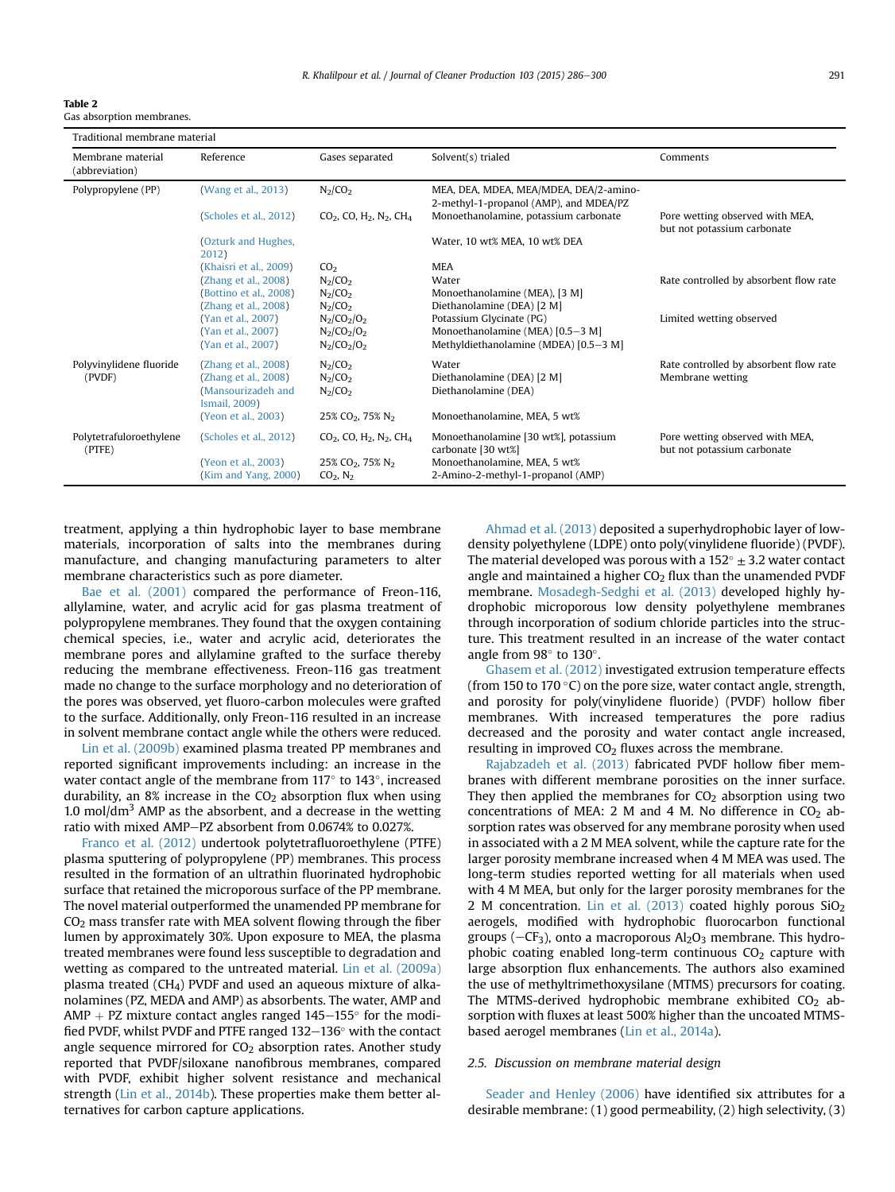**Table 2**
Gas absorption membranes.

| Traditional membrane material | | | | |
|---|---|---|---|---|
| Membrane material (abbreviation) | Reference | Gases separated | Solvent(s) trialed | Comments |
| Polypropylene (PP) | (Wang et al., 2013) | $N_2/CO_2$ | MEA, DEA, MDEA, MEA/MDEA, DEA/2-amino-2-methyl-1-propanol (AMP), and MDEA/PZ | |
| | (Scholes et al., 2012) | $CO_2$, CO, $H_2$, $N_2$, $CH_4$ | Monoethanolamine, potassium carbonate | Pore wetting observed with MEA, but not potassium carbonate |
| | (Ozturk and Hughes, 2012) | | Water, 10 wt% MEA, 10 wt% DEA | |
| | (Khaisri et al., 2009) | $CO_2$ | MEA | |
| | (Zhang et al., 2008) | $N_2/CO_2$ | Water | Rate controlled by absorbent flow rate |
| | (Bottino et al., 2008) | $N_2/CO_2$ | Monoethanolamine (MEA), [3 M] | |
| | (Zhang et al., 2008) | $N_2/CO_2$ | Diethanolamine (DEA) [2 M] | |
| | (Yan et al., 2007) | $N_2/CO_2/O_2$ | Potassium Glycinate (PG) | Limited wetting observed |
| | (Yan et al., 2007) | $N_2/CO_2/O_2$ | Monoethanolamine (MEA) [0.5–3 M] | |
| | (Yan et al., 2007) | $N_2/CO_2/O_2$ | Methyldiethanolamine (MDEA) [0.5–3 M] | |
| Polyvinylidene fluoride (PVDF) | (Zhang et al., 2008) | $N_2/CO_2$ | Water | Rate controlled by absorbent flow rate |
| | (Zhang et al., 2008) | $N_2/CO_2$ | Diethanolamine (DEA) [2 M] | Membrane wetting |
| | (Mansourizadeh and Ismail, 2009) | $N_2/CO_2$ | Diethanolamine (DEA) | |
| | (Yeon et al., 2003) | 25% $CO_2$, 75% $N_2$ | Monoethanolamine, MEA, 5 wt% | |
| Polytetrafuloroethylene (PTFE) | (Scholes et al., 2012) | $CO_2$, CO, $H_2$, $N_2$, $CH_4$ | Monoethanolamine [30 wt%], potassium carbonate [30 wt%] | Pore wetting observed with MEA, but not potassium carbonate |
| | (Yeon et al., 2003) | 25% $CO_2$, 75% $N_2$ | Monoethanolamine, MEA, 5 wt% | |
| | (Kim and Yang, 2000) | $CO_2$, $N_2$ | 2-Amino-2-methyl-1-propanol (AMP) | |

treatment, applying a thin hydrophobic layer to base membrane materials, incorporation of salts into the membranes during manufacture, and changing manufacturing parameters to alter membrane characteristics such as pore diameter.

Bae et al. (2001) compared the performance of Freon-116, allylamine, water, and acrylic acid for gas plasma treatment of polypropylene membranes. They found that the oxygen containing chemical species, i.e., water and acrylic acid, deteriorates the membrane pores and allylamine grafted to the surface thereby reducing the membrane effectiveness. Freon-116 gas treatment made no change to the surface morphology and no deterioration of the pores was observed, yet fluoro-carbon molecules were grafted to the surface. Additionally, only Freon-116 resulted in an increase in solvent membrane contact angle while the others were reduced.

Lin et al. (2009b) examined plasma treated PP membranes and reported significant improvements including: an increase in the water contact angle of the membrane from 117° to 143°, increased durability, an 8% increase in the $CO_2$ absorption flux when using 1.0 mol/dm$^3$ AMP as the absorbent, and a decrease in the wetting ratio with mixed AMP–PZ absorbent from 0.0674% to 0.027%.

Franco et al. (2012) undertook polytetrafluoroethylene (PTFE) plasma sputtering of polypropylene (PP) membranes. This process resulted in the formation of an ultrathin fluorinated hydrophobic surface that retained the microporous surface of the PP membrane. The novel material outperformed the unamended PP membrane for $CO_2$ mass transfer rate with MEA solvent flowing through the fiber lumen by approximately 30%. Upon exposure to MEA, the plasma treated membranes were found less susceptible to degradation and wetting as compared to the untreated material. Lin et al. (2009a) plasma treated ($CH_4$) PVDF and used an aqueous mixture of alkanolamines (PZ, MEDA and AMP) as absorbents. The water, AMP and AMP + PZ mixture contact angles ranged 145–155° for the modified PVDF, whilst PVDF and PTFE ranged 132–136° with the contact angle sequence mirrored for $CO_2$ absorption rates. Another study reported that PVDF/siloxane nanofibrous membranes, compared with PVDF, exhibit higher solvent resistance and mechanical strength (Lin et al., 2014b). These properties make them better alternatives for carbon capture applications.

Ahmad et al. (2013) deposited a superhydrophobic layer of low-density polyethylene (LDPE) onto poly(vinylidene fluoride) (PVDF). The material developed was porous with a 152° ± 3.2 water contact angle and maintained a higher $CO_2$ flux than the unamended PVDF membrane. Mosadegh-Sedghi et al. (2013) developed highly hydrophobic microporous low density polyethylene membranes through incorporation of sodium chloride particles into the structure. This treatment resulted in an increase of the water contact angle from 98° to 130°.

Ghasem et al. (2012) investigated extrusion temperature effects (from 150 to 170 °C) on the pore size, water contact angle, strength, and porosity for poly(vinylidene fluoride) (PVDF) hollow fiber membranes. With increased temperatures the pore radius decreased and the porosity and water contact angle increased, resulting in improved $CO_2$ fluxes across the membrane.

Rajabzadeh et al. (2013) fabricated PVDF hollow fiber membranes with different membrane porosities on the inner surface. They then applied the membranes for $CO_2$ absorption using two concentrations of MEA: 2 M and 4 M. No difference in $CO_2$ absorption rates was observed for any membrane porosity when used in associated with a 2 M MEA solvent, while the capture rate for the larger porosity membrane increased when 4 M MEA was used. The long-term studies reported wetting for all materials when used with 4 M MEA, but only for the larger porosity membranes for the 2 M concentration. Lin et al. (2013) coated highly porous $SiO_2$ aerogels, modified with hydrophobic fluorocarbon functional groups ($-CF_3$), onto a macroporous $Al_2O_3$ membrane. This hydrophobic coating enabled long-term continuous $CO_2$ capture with large absorption flux enhancements. The authors also examined the use of methyltrimethoxysilane (MTMS) precursors for coating. The MTMS-derived hydrophobic membrane exhibited $CO_2$ absorption with fluxes at least 500% higher than the uncoated MTMS-based aerogel membranes (Lin et al., 2014a).

### 2.5. Discussion on membrane material design

Seader and Henley (2006) have identified six attributes for a desirable membrane: (1) good permeability, (2) high selectivity, (3)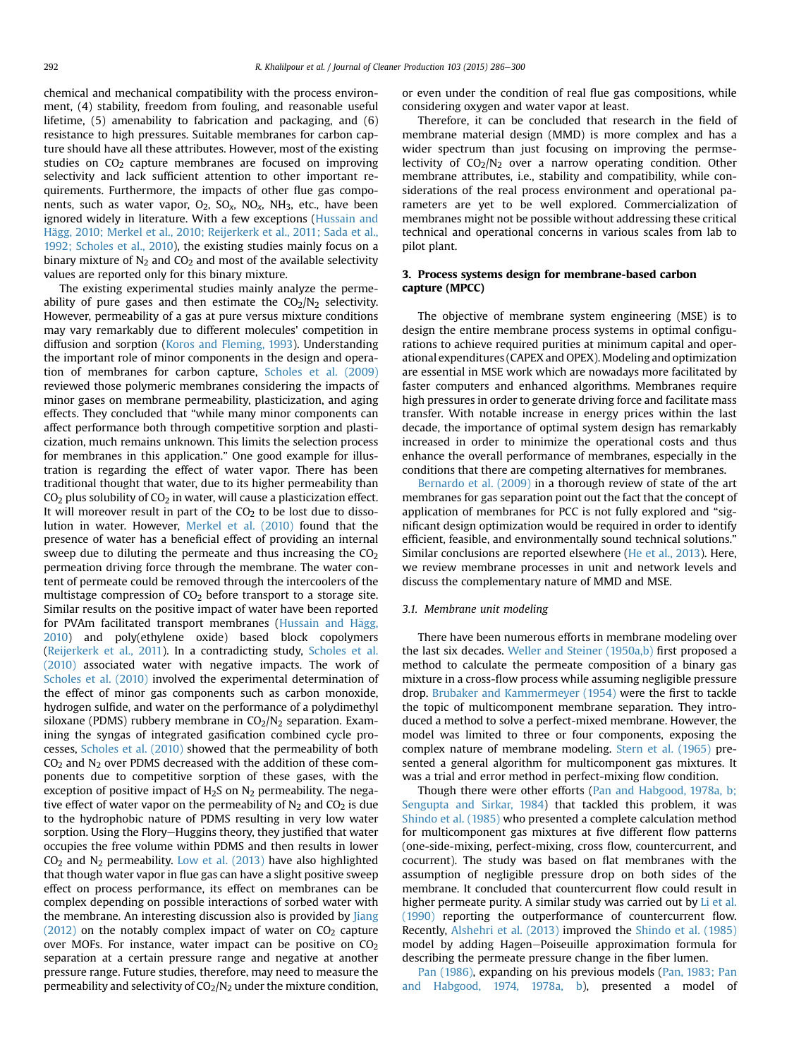chemical and mechanical compatibility with the process environment, (4) stability, freedom from fouling, and reasonable useful lifetime, (5) amenability to fabrication and packaging, and (6) resistance to high pressures. Suitable membranes for carbon capture should have all these attributes. However, most of the existing studies on $CO_2$ capture membranes are focused on improving selectivity and lack sufficient attention to other important requirements. Furthermore, the impacts of other flue gas components, such as water vapor, $O_2$, $SO_x$, $NO_x$, $NH_3$, etc., have been ignored widely in literature. With a few exceptions (Hussain and Hägg, 2010; Merkel et al., 2010; Reijerkerk et al., 2011; Sada et al., 1992; Scholes et al., 2010), the existing studies mainly focus on a binary mixture of $N_2$ and $CO_2$ and most of the available selectivity values are reported only for this binary mixture.

The existing experimental studies mainly analyze the permeability of pure gases and then estimate the $CO_2/N_2$ selectivity. However, permeability of a gas at pure versus mixture conditions may vary remarkably due to different molecules' competition in diffusion and sorption (Koros and Fleming, 1993). Understanding the important role of minor components in the design and operation of membranes for carbon capture, Scholes et al. (2009) reviewed those polymeric membranes considering the impacts of minor gases on membrane permeability, plasticization, and aging effects. They concluded that "while many minor components can affect performance both through competitive sorption and plasticization, much remains unknown. This limits the selection process for membranes in this application." One good example for illustration is regarding the effect of water vapor. There has been traditional thought that water, due to its higher permeability than $CO_2$ plus solubility of $CO_2$ in water, will cause a plasticization effect. It will moreover result in part of the $CO_2$ to be lost due to dissolution in water. However, Merkel et al. (2010) found that the presence of water has a beneficial effect of providing an internal sweep due to diluting the permeate and thus increasing the $CO_2$ permeation driving force through the membrane. The water content of permeate could be removed through the intercoolers of the multistage compression of $CO_2$ before transport to a storage site. Similar results on the positive impact of water have been reported for PVAm facilitated transport membranes (Hussain and Hägg, 2010) and poly(ethylene oxide) based block copolymers (Reijerkerk et al., 2011). In a contradicting study, Scholes et al. (2010) associated water with negative impacts. The work of Scholes et al. (2010) involved the experimental determination of the effect of minor gas components such as carbon monoxide, hydrogen sulfide, and water on the performance of a polydimethyl siloxane (PDMS) rubbery membrane in $CO_2/N_2$ separation. Examining the syngas of integrated gasification combined cycle processes, Scholes et al. (2010) showed that the permeability of both $CO_2$ and $N_2$ over PDMS decreased with the addition of these components due to competitive sorption of these gases, with the exception of positive impact of $H_2S$ on $N_2$ permeability. The negative effect of water vapor on the permeability of $N_2$ and $CO_2$ is due to the hydrophobic nature of PDMS resulting in very low water sorption. Using the Flory–Huggins theory, they justified that water occupies the free volume within PDMS and then results in lower $CO_2$ and $N_2$ permeability. Low et al. (2013) have also highlighted that though water vapor in flue gas can have a slight positive sweep effect on process performance, its effect on membranes can be complex depending on possible interactions of sorbed water with the membrane. An interesting discussion also is provided by Jiang (2012) on the notably complex impact of water on $CO_2$ capture over MOFs. For instance, water impact can be positive on $CO_2$ separation at a certain pressure range and negative at another pressure range. Future studies, therefore, may need to measure the permeability and selectivity of $CO_2/N_2$ under the mixture condition, or even under the condition of real flue gas compositions, while considering oxygen and water vapor at least.

Therefore, it can be concluded that research in the field of membrane material design (MMD) is more complex and has a wider spectrum than just focusing on improving the permselectivity of $CO_2/N_2$ over a narrow operating condition. Other membrane attributes, i.e., stability and compatibility, while considerations of the real process environment and operational parameters are yet to be well explored. Commercialization of membranes might not be possible without addressing these critical technical and operational concerns in various scales from lab to pilot plant.

## 3. Process systems design for membrane-based carbon capture (MPCC)

The objective of membrane system engineering (MSE) is to design the entire membrane process systems in optimal configurations to achieve required purities at minimum capital and operational expenditures (CAPEX and OPEX). Modeling and optimization are essential in MSE work which are nowadays more facilitated by faster computers and enhanced algorithms. Membranes require high pressures in order to generate driving force and facilitate mass transfer. With notable increase in energy prices within the last decade, the importance of optimal system design has remarkably increased in order to minimize the operational costs and thus enhance the overall performance of membranes, especially in the conditions that there are competing alternatives for membranes.

Bernardo et al. (2009) in a thorough review of state of the art membranes for gas separation point out the fact that the concept of application of membranes for PCC is not fully explored and "significant design optimization would be required in order to identify efficient, feasible, and environmentally sound technical solutions." Similar conclusions are reported elsewhere (He et al., 2013). Here, we review membrane processes in unit and network levels and discuss the complementary nature of MMD and MSE.

### 3.1. Membrane unit modeling

There have been numerous efforts in membrane modeling over the last six decades. Weller and Steiner (1950a,b) first proposed a method to calculate the permeate composition of a binary gas mixture in a cross-flow process while assuming negligible pressure drop. Brubaker and Kammermeyer (1954) were the first to tackle the topic of multicomponent membrane separation. They introduced a method to solve a perfect-mixed membrane. However, the model was limited to three or four components, exposing the complex nature of membrane modeling. Stern et al. (1965) presented a general algorithm for multicomponent gas mixtures. It was a trial and error method in perfect-mixing flow condition.

Though there were other efforts (Pan and Habgood, 1978a, b; Sengupta and Sirkar, 1984) that tackled this problem, it was Shindo et al. (1985) who presented a complete calculation method for multicomponent gas mixtures at five different flow patterns (one-side-mixing, perfect-mixing, cross flow, countercurrent, and cocurrent). The study was based on flat membranes with the assumption of negligible pressure drop on both sides of the membrane. It concluded that countercurrent flow could result in higher permeate purity. A similar study was carried out by Li et al. (1990) reporting the outperformance of countercurrent flow. Recently, Alshehri et al. (2013) improved the Shindo et al. (1985) model by adding Hagen–Poiseuille approximation formula for describing the permeate pressure change in the fiber lumen.

Pan (1986), expanding on his previous models (Pan, 1983; Pan and Habgood, 1974, 1978a, b), presented a model of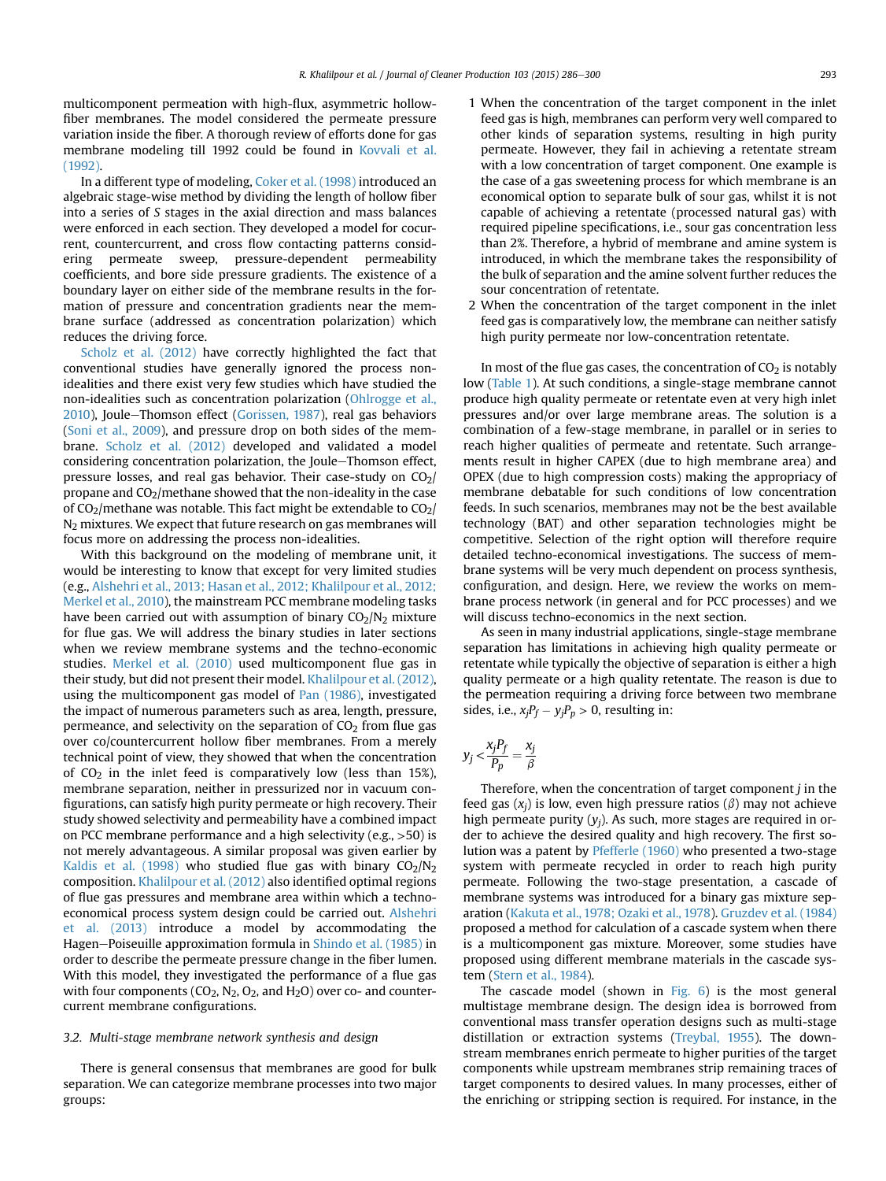multicomponent permeation with high-flux, asymmetric hollow-fiber membranes. The model considered the permeate pressure variation inside the fiber. A thorough review of efforts done for gas membrane modeling till 1992 could be found in Kovvali et al. (1992).

In a different type of modeling, Coker et al. (1998) introduced an algebraic stage-wise method by dividing the length of hollow fiber into a series of *S* stages in the axial direction and mass balances were enforced in each section. They developed a model for cocurrent, countercurrent, and cross flow contacting patterns considering permeate sweep, pressure-dependent permeability coefficients, and bore side pressure gradients. The existence of a boundary layer on either side of the membrane results in the formation of pressure and concentration gradients near the membrane surface (addressed as concentration polarization) which reduces the driving force.

Scholz et al. (2012) have correctly highlighted the fact that conventional studies have generally ignored the process non-idealities and there exist very few studies which have studied the non-idealities such as concentration polarization (Ohlrogge et al., 2010), Joule–Thomson effect (Gorissen, 1987), real gas behaviors (Soni et al., 2009), and pressure drop on both sides of the membrane. Scholz et al. (2012) developed and validated a model considering concentration polarization, the Joule–Thomson effect, pressure losses, and real gas behavior. Their case-study on $CO_2$/propane and $CO_2$/methane showed that the non-ideality in the case of $CO_2$/methane was notable. This fact might be extendable to $CO_2$/$N_2$ mixtures. We expect that future research on gas membranes will focus more on addressing the process non-idealities.

With this background on the modeling of membrane unit, it would be interesting to know that except for very limited studies (e.g., Alshehri et al., 2013; Hasan et al., 2012; Khalilpour et al., 2012; Merkel et al., 2010), the mainstream PCC membrane modeling tasks have been carried out with assumption of binary $CO_2$/$N_2$ mixture for flue gas. We will address the binary studies in later sections when we review membrane systems and the techno-economic studies. Merkel et al. (2010) used multicomponent flue gas in their study, but did not present their model. Khalilpour et al. (2012), using the multicomponent gas model of Pan (1986), investigated the impact of numerous parameters such as area, length, pressure, permeance, and selectivity on the separation of $CO_2$ from flue gas over co/countercurrent hollow fiber membranes. From a merely technical point of view, they showed that when the concentration of $CO_2$ in the inlet feed is comparatively low (less than 15%), membrane separation, neither in pressurized nor in vacuum configurations, can satisfy high purity permeate or high recovery. Their study showed selectivity and permeability have a combined impact on PCC membrane performance and a high selectivity (e.g., >50) is not merely advantageous. A similar proposal was given earlier by Kaldis et al. (1998) who studied flue gas with binary $CO_2$/$N_2$ composition. Khalilpour et al. (2012) also identified optimal regions of flue gas pressures and membrane area within which a techno-economical process system design could be carried out. Alshehri et al. (2013) introduce a model by accommodating the Hagen–Poiseuille approximation formula in Shindo et al. (1985) in order to describe the permeate pressure change in the fiber lumen. With this model, they investigated the performance of a flue gas with four components ($CO_2$, $N_2$, $O_2$, and $H_2O$) over co- and countercurrent membrane configurations.

### 3.2. Multi-stage membrane network synthesis and design

There is general consensus that membranes are good for bulk separation. We can categorize membrane processes into two major groups:

1. When the concentration of the target component in the inlet feed gas is high, membranes can perform very well compared to other kinds of separation systems, resulting in high purity permeate. However, they fail in achieving a retentate stream with a low concentration of target component. One example is the case of a gas sweetening process for which membrane is an economical option to separate bulk of sour gas, whilst it is not capable of achieving a retentate (processed natural gas) with required pipeline specifications, i.e., sour gas concentration less than 2%. Therefore, a hybrid of membrane and amine system is introduced, in which the membrane takes the responsibility of the bulk of separation and the amine solvent further reduces the sour concentration of retentate.
2. When the concentration of the target component in the inlet feed gas is comparatively low, the membrane can neither satisfy high purity permeate nor low-concentration retentate.

In most of the flue gas cases, the concentration of $CO_2$ is notably low (Table 1). At such conditions, a single-stage membrane cannot produce high quality permeate or retentate even at very high inlet pressures and/or over large membrane areas. The solution is a combination of a few-stage membrane, in parallel or in series to reach higher qualities of permeate and retentate. Such arrangements result in higher CAPEX (due to high membrane area) and OPEX (due to high compression costs) making the appropriacy of membrane debatable for such conditions of low concentration feeds. In such scenarios, membranes may not be the best available technology (BAT) and other separation technologies might be competitive. Selection of the right option will therefore require detailed techno-economical investigations. The success of membrane systems will be very much dependent on process synthesis, configuration, and design. Here, we review the works on membrane process network (in general and for PCC processes) and we will discuss techno-economics in the next section.

As seen in many industrial applications, single-stage membrane separation has limitations in achieving high quality permeate or retentate while typically the objective of separation is either a high quality permeate or a high quality retentate. The reason is due to the permeation requiring a driving force between two membrane sides, i.e., $x_jP_f - y_jP_p > 0$, resulting in:

$$y_j < \frac{x_jP_f}{P_p} = \frac{x_j}{\beta}$$

Therefore, when the concentration of target component *j* in the feed gas ($x_j$) is low, even high pressure ratios ($\beta$) may not achieve high permeate purity ($y_j$). As such, more stages are required in order to achieve the desired quality and high recovery. The first solution was a patent by Pfefferle (1960) who presented a two-stage system with permeate recycled in order to reach high purity permeate. Following the two-stage presentation, a cascade of membrane systems was introduced for a binary gas mixture separation (Kakuta et al., 1978; Ozaki et al., 1978). Gruzdev et al. (1984) proposed a method for calculation of a cascade system when there is a multicomponent gas mixture. Moreover, some studies have proposed using different membrane materials in the cascade system (Stern et al., 1984).

The cascade model (shown in Fig. 6) is the most general multistage membrane design. The design idea is borrowed from conventional mass transfer operation designs such as multi-stage distillation or extraction systems (Treybal, 1955). The downstream membranes enrich permeate to higher purities of the target components while upstream membranes strip remaining traces of target components to desired values. In many processes, either of the enriching or stripping section is required. For instance, in the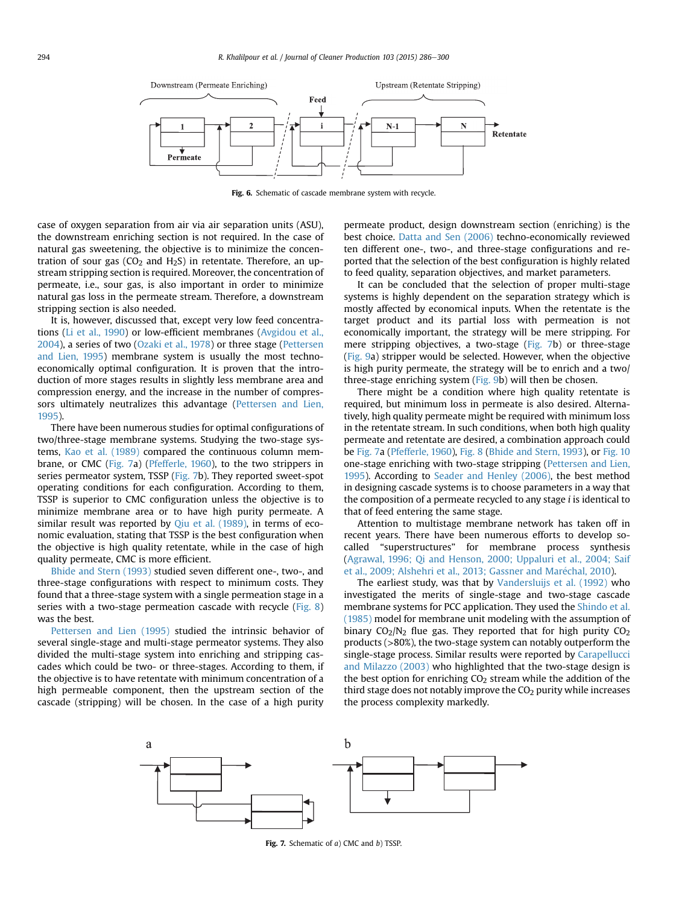Fig. 6. Schematic of cascade membrane system with recycle.

case of oxygen separation from air via air separation units (ASU), the downstream enriching section is not required. In the case of natural gas sweetening, the objective is to minimize the concentration of sour gas ($CO_2$ and $H_2S$) in retentate. Therefore, an upstream stripping section is required. Moreover, the concentration of permeate, i.e., sour gas, is also important in order to minimize natural gas loss in the permeate stream. Therefore, a downstream stripping section is also needed.

It is, however, discussed that, except very low feed concentrations (Li et al., 1990) or low-efficient membranes (Avgidou et al., 2004), a series of two (Ozaki et al., 1978) or three stage (Pettersen and Lien, 1995) membrane system is usually the most techno-economically optimal configuration. It is proven that the introduction of more stages results in slightly less membrane area and compression energy, and the increase in the number of compressors ultimately neutralizes this advantage (Pettersen and Lien, 1995).

There have been numerous studies for optimal configurations of two/three-stage membrane systems. Studying the two-stage systems, Kao et al. (1989) compared the continuous column membrane, or CMC (Fig. 7a) (Pfefferle, 1960), to the two strippers in series permeator system, TSSP (Fig. 7b). They reported sweet-spot operating conditions for each configuration. According to them, TSSP is superior to CMC configuration unless the objective is to minimize membrane area or to have high purity permeate. A similar result was reported by Qiu et al. (1989), in terms of economic evaluation, stating that TSSP is the best configuration when the objective is high quality retentate, while in the case of high quality permeate, CMC is more efficient.

Bhide and Stern (1993) studied seven different one-, two-, and three-stage configurations with respect to minimum costs. They found that a three-stage system with a single permeation stage in a series with a two-stage permeation cascade with recycle (Fig. 8) was the best.

Pettersen and Lien (1995) studied the intrinsic behavior of several single-stage and multi-stage permeator systems. They also divided the multi-stage system into enriching and stripping cascades which could be two- or three-stages. According to them, if the objective is to have retentate with minimum concentration of a high permeable component, then the upstream section of the cascade (stripping) will be chosen. In the case of a high purity permeate product, design downstream section (enriching) is the best choice. Datta and Sen (2006) techno-economically reviewed ten different one-, two-, and three-stage configurations and reported that the selection of the best configuration is highly related to feed quality, separation objectives, and market parameters.

It can be concluded that the selection of proper multi-stage systems is highly dependent on the separation strategy which is mostly affected by economical inputs. When the retentate is the target product and its partial loss with permeation is not economically important, the strategy will be mere stripping. For mere stripping objectives, a two-stage (Fig. 7b) or three-stage (Fig. 9a) stripper would be selected. However, when the objective is high purity permeate, the strategy will be to enrich and a two/three-stage enriching system (Fig. 9b) will then be chosen.

There might be a condition where high quality retentate is required, but minimum loss in permeate is also desired. Alternatively, high quality permeate might be required with minimum loss in the retentate stream. In such conditions, when both high quality permeate and retentate are desired, a combination approach could be Fig. 7a (Pfefferle, 1960), Fig. 8 (Bhide and Stern, 1993), or Fig. 10 one-stage enriching with two-stage stripping (Pettersen and Lien, 1995). According to Seader and Henley (2006), the best method in designing cascade systems is to choose parameters in a way that the composition of a permeate recycled to any stage *i* is identical to that of feed entering the same stage.

Attention to multistage membrane network has taken off in recent years. There have been numerous efforts to develop so-called "superstructures" for membrane process synthesis (Agrawal, 1996; Qi and Henson, 2000; Uppaluri et al., 2004; Saif et al., 2009; Alshehri et al., 2013; Gassner and Maréchal, 2010).

The earliest study, was that by Vandersluijs et al. (1992) who investigated the merits of single-stage and two-stage cascade membrane systems for PCC application. They used the Shindo et al. (1985) model for membrane unit modeling with the assumption of binary $CO_2/N_2$ flue gas. They reported that for high purity $CO_2$ products (>80%), the two-stage system can notably outperform the single-stage process. Similar results were reported by Carapellucci and Milazzo (2003) who highlighted that the two-stage design is the best option for enriching $CO_2$ stream while the addition of the third stage does not notably improve the $CO_2$ purity while increases the process complexity markedly.

Fig. 7. Schematic of *a*) CMC and *b*) TSSP.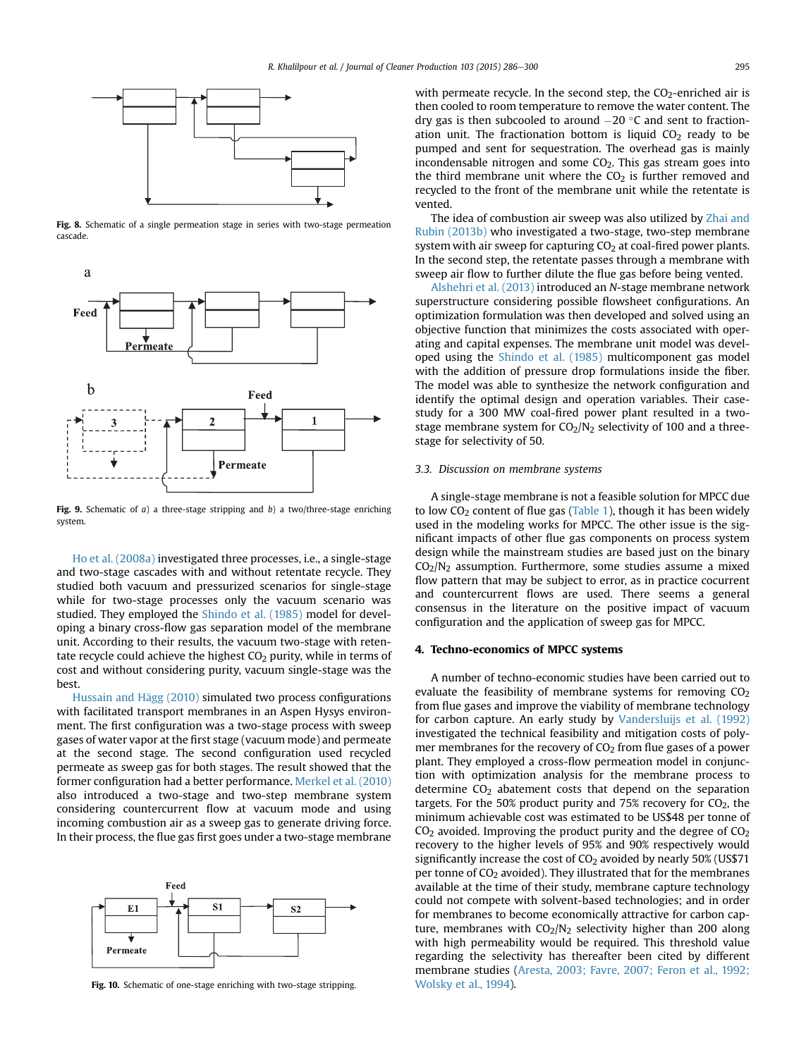Fig. 8. Schematic of a single permeation stage in series with two-stage permeation cascade.

Fig. 9. Schematic of *a*) a three-stage stripping and *b*) a two/three-stage enriching system.

Ho et al. (2008a) investigated three processes, i.e., a single-stage and two-stage cascades with and without retentate recycle. They studied both vacuum and pressurized scenarios for single-stage while for two-stage processes only the vacuum scenario was studied. They employed the Shindo et al. (1985) model for developing a binary cross-flow gas separation model of the membrane unit. According to their results, the vacuum two-stage with retentate recycle could achieve the highest $CO_2$ purity, while in terms of cost and without considering purity, vacuum single-stage was the best.

Hussain and Hägg (2010) simulated two process configurations with facilitated transport membranes in an Aspen Hysys environment. The first configuration was a two-stage process with sweep gases of water vapor at the first stage (vacuum mode) and permeate at the second stage. The second configuration used recycled permeate as sweep gas for both stages. The result showed that the former configuration had a better performance. Merkel et al. (2010) also introduced a two-stage and two-step membrane system considering countercurrent flow at vacuum mode and using incoming combustion air as a sweep gas to generate driving force. In their process, the flue gas first goes under a two-stage membrane with permeate recycle. In the second step, the $CO_2$-enriched air is then cooled to room temperature to remove the water content. The dry gas is then subcooled to around −20 °C and sent to fractionation unit. The fractionation bottom is liquid $CO_2$ ready to be pumped and sent for sequestration. The overhead gas is mainly incondensable nitrogen and some $CO_2$. This gas stream goes into the third membrane unit where the $CO_2$ is further removed and recycled to the front of the membrane unit while the retentate is vented.

Fig. 10. Schematic of one-stage enriching with two-stage stripping.

The idea of combustion air sweep was also utilized by Zhai and Rubin (2013b) who investigated a two-stage, two-step membrane system with air sweep for capturing $CO_2$ at coal-fired power plants. In the second step, the retentate passes through a membrane with sweep air flow to further dilute the flue gas before being vented.

Alshehri et al. (2013) introduced an *N*-stage membrane network superstructure considering possible flowsheet configurations. An optimization formulation was then developed and solved using an objective function that minimizes the costs associated with operating and capital expenses. The membrane unit model was developed using the Shindo et al. (1985) multicomponent gas model with the addition of pressure drop formulations inside the fiber. The model was able to synthesize the network configuration and identify the optimal design and operation variables. Their case-study for a 300 MW coal-fired power plant resulted in a two-stage membrane system for $CO_2/N_2$ selectivity of 100 and a three-stage for selectivity of 50.

### 3.3. Discussion on membrane systems

A single-stage membrane is not a feasible solution for MPCC due to low $CO_2$ content of flue gas (Table 1), though it has been widely used in the modeling works for MPCC. The other issue is the significant impacts of other flue gas components on process system design while the mainstream studies are based just on the binary $CO_2/N_2$ assumption. Furthermore, some studies assume a mixed flow pattern that may be subject to error, as in practice cocurrent and countercurrent flows are used. There seems a general consensus in the literature on the positive impact of vacuum configuration and the application of sweep gas for MPCC.

## 4. Techno-economics of MPCC systems

A number of techno-economic studies have been carried out to evaluate the feasibility of membrane systems for removing $CO_2$ from flue gases and improve the viability of membrane technology for carbon capture. An early study by Vandersluijs et al. (1992) investigated the technical feasibility and mitigation costs of polymer membranes for the recovery of $CO_2$ from flue gases of a power plant. They employed a cross-flow permeation model in conjunction with optimization analysis for the membrane process to determine $CO_2$ abatement costs that depend on the separation targets. For the 50% product purity and 75% recovery for $CO_2$, the minimum achievable cost was estimated to be US$48 per tonne of $CO_2$ avoided. Improving the product purity and the degree of $CO_2$ recovery to the higher levels of 95% and 90% respectively would significantly increase the cost of $CO_2$ avoided by nearly 50% (US$71 per tonne of $CO_2$ avoided). They illustrated that for the membranes available at the time of their study, membrane capture technology could not compete with solvent-based technologies; and in order for membranes to become economically attractive for carbon capture, membranes with $CO_2/N_2$ selectivity higher than 200 along with high permeability would be required. This threshold value regarding the selectivity has thereafter been cited by different membrane studies (Aresta, 2003; Favre, 2007; Feron et al., 1992; Wolsky et al., 1994).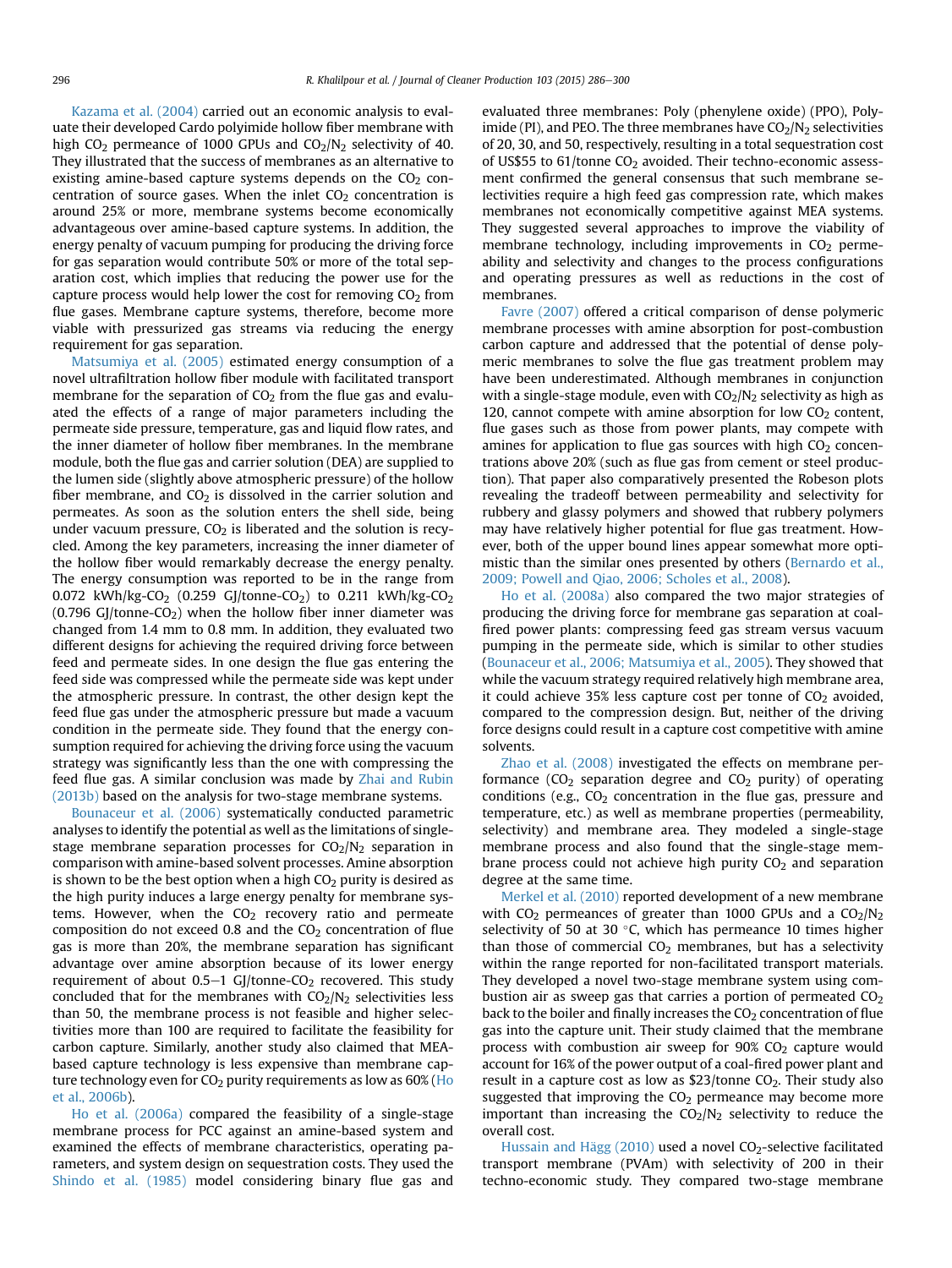Kazama et al. (2004) carried out an economic analysis to evaluate their developed Cardo polyimide hollow fiber membrane with high $CO_2$ permeance of 1000 GPUs and $CO_2/N_2$ selectivity of 40. They illustrated that the success of membranes as an alternative to existing amine-based capture systems depends on the $CO_2$ concentration of source gases. When the inlet $CO_2$ concentration is around 25% or more, membrane systems become economically advantageous over amine-based capture systems. In addition, the energy penalty of vacuum pumping for producing the driving force for gas separation would contribute 50% or more of the total separation cost, which implies that reducing the power use for the capture process would help lower the cost for removing $CO_2$ from flue gases. Membrane capture systems, therefore, become more viable with pressurized gas streams via reducing the energy requirement for gas separation.

Matsumiya et al. (2005) estimated energy consumption of a novel ultrafiltration hollow fiber module with facilitated transport membrane for the separation of $CO_2$ from the flue gas and evaluated the effects of a range of major parameters including the permeate side pressure, temperature, gas and liquid flow rates, and the inner diameter of hollow fiber membranes. In the membrane module, both the flue gas and carrier solution (DEA) are supplied to the lumen side (slightly above atmospheric pressure) of the hollow fiber membrane, and $CO_2$ is dissolved in the carrier solution and permeates. As soon as the solution enters the shell side, being under vacuum pressure, $CO_2$ is liberated and the solution is recycled. Among the key parameters, increasing the inner diameter of the hollow fiber would remarkably decrease the energy penalty. The energy consumption was reported to be in the range from 0.072 kWh/kg-$CO_2$ (0.259 GJ/tonne-$CO_2$) to 0.211 kWh/kg-$CO_2$ (0.796 GJ/tonne-$CO_2$) when the hollow fiber inner diameter was changed from 1.4 mm to 0.8 mm. In addition, they evaluated two different designs for achieving the required driving force between feed and permeate sides. In one design the flue gas entering the feed side was compressed while the permeate side was kept under the atmospheric pressure. In contrast, the other design kept the feed flue gas under the atmospheric pressure but made a vacuum condition in the permeate side. They found that the energy consumption required for achieving the driving force using the vacuum strategy was significantly less than the one with compressing the feed flue gas. A similar conclusion was made by Zhai and Rubin (2013b) based on the analysis for two-stage membrane systems.

Bounaceur et al. (2006) systematically conducted parametric analyses to identify the potential as well as the limitations of single-stage membrane separation processes for $CO_2/N_2$ separation in comparison with amine-based solvent processes. Amine absorption is shown to be the best option when a high $CO_2$ purity is desired as the high purity induces a large energy penalty for membrane systems. However, when the $CO_2$ recovery ratio and permeate composition do not exceed 0.8 and the $CO_2$ concentration of flue gas is more than 20%, the membrane separation has significant advantage over amine absorption because of its lower energy requirement of about 0.5–1 GJ/tonne-$CO_2$ recovered. This study concluded that for the membranes with $CO_2/N_2$ selectivities less than 50, the membrane process is not feasible and higher selectivities more than 100 are required to facilitate the feasibility for carbon capture. Similarly, another study also claimed that MEA-based capture technology is less expensive than membrane capture technology even for $CO_2$ purity requirements as low as 60% (Ho et al., 2006b).

Ho et al. (2006a) compared the feasibility of a single-stage membrane process for PCC against an amine-based system and examined the effects of membrane characteristics, operating parameters, and system design on sequestration costs. They used the Shindo et al. (1985) model considering binary flue gas and evaluated three membranes: Poly (phenylene oxide) (PPO), Polyimide (PI), and PEO. The three membranes have $CO_2/N_2$ selectivities of 20, 30, and 50, respectively, resulting in a total sequestration cost of US$55 to 61/tonne $CO_2$ avoided. Their techno-economic assessment confirmed the general consensus that such membrane selectivities require a high feed gas compression rate, which makes membranes not economically competitive against MEA systems. They suggested several approaches to improve the viability of membrane technology, including improvements in $CO_2$ permeability and selectivity and changes to the process configurations and operating pressures as well as reductions in the cost of membranes.

Favre (2007) offered a critical comparison of dense polymeric membrane processes with amine absorption for post-combustion carbon capture and addressed that the potential of dense polymeric membranes to solve the flue gas treatment problem may have been underestimated. Although membranes in conjunction with a single-stage module, even with $CO_2/N_2$ selectivity as high as 120, cannot compete with amine absorption for low $CO_2$ content, flue gases such as those from power plants, may compete with amines for application to flue gas sources with high $CO_2$ concentrations above 20% (such as flue gas from cement or steel production). That paper also comparatively presented the Robeson plots revealing the tradeoff between permeability and selectivity for rubbery and glassy polymers and showed that rubbery polymers may have relatively higher potential for flue gas treatment. However, both of the upper bound lines appear somewhat more optimistic than the similar ones presented by others (Bernardo et al., 2009; Powell and Qiao, 2006; Scholes et al., 2008).

Ho et al. (2008a) also compared the two major strategies of producing the driving force for membrane gas separation at coal-fired power plants: compressing feed gas stream versus vacuum pumping in the permeate side, which is similar to other studies (Bounaceur et al., 2006; Matsumiya et al., 2005). They showed that while the vacuum strategy required relatively high membrane area, it could achieve 35% less capture cost per tonne of $CO_2$ avoided, compared to the compression design. But, neither of the driving force designs could result in a capture cost competitive with amine solvents.

Zhao et al. (2008) investigated the effects on membrane performance ($CO_2$ separation degree and $CO_2$ purity) of operating conditions (e.g., $CO_2$ concentration in the flue gas, pressure and temperature, etc.) as well as membrane properties (permeability, selectivity) and membrane area. They modeled a single-stage membrane process and also found that the single-stage membrane process could not achieve high purity $CO_2$ and separation degree at the same time.

Merkel et al. (2010) reported development of a new membrane with $CO_2$ permeances of greater than 1000 GPUs and a $CO_2/N_2$ selectivity of 50 at 30 °C, which has permeance 10 times higher than those of commercial $CO_2$ membranes, but has a selectivity within the range reported for non-facilitated transport materials. They developed a novel two-stage membrane system using combustion air as sweep gas that carries a portion of permeated $CO_2$ back to the boiler and finally increases the $CO_2$ concentration of flue gas into the capture unit. Their study claimed that the membrane process with combustion air sweep for 90% $CO_2$ capture would account for 16% of the power output of a coal-fired power plant and result in a capture cost as low as \$23/tonne $CO_2$. Their study also suggested that improving the $CO_2$ permeance may become more important than increasing the $CO_2/N_2$ selectivity to reduce the overall cost.

Hussain and Hägg (2010) used a novel $CO_2$-selective facilitated transport membrane (PVAm) with selectivity of 200 in their techno-economic study. They compared two-stage membrane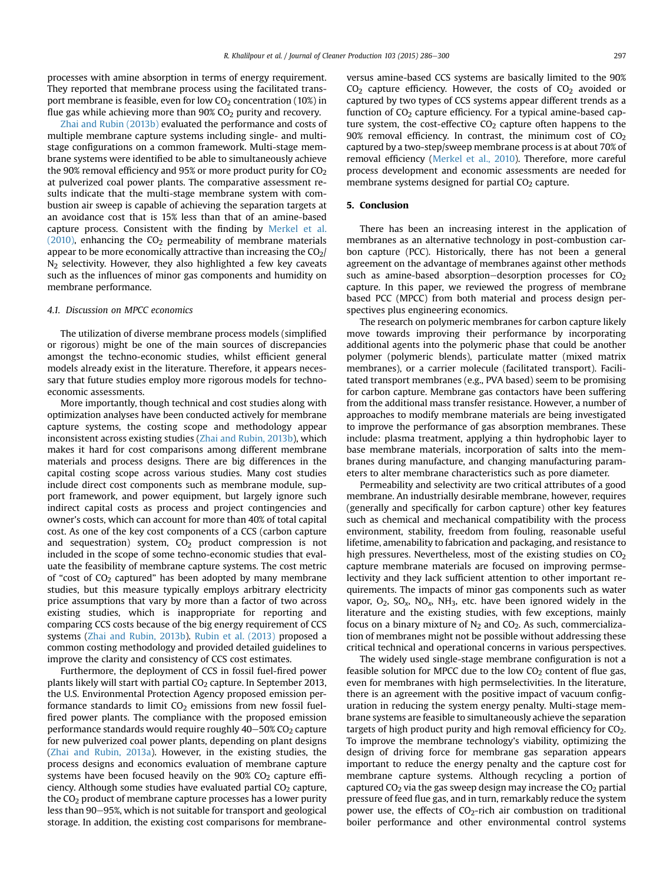processes with amine absorption in terms of energy requirement. They reported that membrane process using the facilitated transport membrane is feasible, even for low $CO_2$ concentration (10%) in flue gas while achieving more than 90% $CO_2$ purity and recovery.

Zhai and Rubin (2013b) evaluated the performance and costs of multiple membrane capture systems including single- and multi-stage configurations on a common framework. Multi-stage membrane systems were identified to be able to simultaneously achieve the 90% removal efficiency and 95% or more product purity for $CO_2$ at pulverized coal power plants. The comparative assessment results indicate that the multi-stage membrane system with combustion air sweep is capable of achieving the separation targets at an avoidance cost that is 15% less than that of an amine-based capture process. Consistent with the finding by Merkel et al. (2010), enhancing the $CO_2$ permeability of membrane materials appear to be more economically attractive than increasing the $CO_2$/$N_2$ selectivity. However, they also highlighted a few key caveats such as the influences of minor gas components and humidity on membrane performance.

### 4.1. Discussion on MPCC economics

The utilization of diverse membrane process models (simplified or rigorous) might be one of the main sources of discrepancies amongst the techno-economic studies, whilst efficient general models already exist in the literature. Therefore, it appears necessary that future studies employ more rigorous models for techno-economic assessments.

More importantly, though technical and cost studies along with optimization analyses have been conducted actively for membrane capture systems, the costing scope and methodology appear inconsistent across existing studies (Zhai and Rubin, 2013b), which makes it hard for cost comparisons among different membrane materials and process designs. There are big differences in the capital costing scope across various studies. Many cost studies include direct cost components such as membrane module, support framework, and power equipment, but largely ignore such indirect capital costs as process and project contingencies and owner's costs, which can account for more than 40% of total capital cost. As one of the key cost components of a CCS (carbon capture and sequestration) system, $CO_2$ product compression is not included in the scope of some techno-economic studies that evaluate the feasibility of membrane capture systems. The cost metric of "cost of $CO_2$ captured" has been adopted by many membrane studies, but this measure typically employs arbitrary electricity price assumptions that vary by more than a factor of two across existing studies, which is inappropriate for reporting and comparing CCS costs because of the big energy requirement of CCS systems (Zhai and Rubin, 2013b). Rubin et al. (2013) proposed a common costing methodology and provided detailed guidelines to improve the clarity and consistency of CCS cost estimates.

Furthermore, the deployment of CCS in fossil fuel-fired power plants likely will start with partial $CO_2$ capture. In September 2013, the U.S. Environmental Protection Agency proposed emission performance standards to limit $CO_2$ emissions from new fossil fuel-fired power plants. The compliance with the proposed emission performance standards would require roughly 40–50% $CO_2$ capture for new pulverized coal power plants, depending on plant designs (Zhai and Rubin, 2013a). However, in the existing studies, the process designs and economics evaluation of membrane capture systems have been focused heavily on the 90% $CO_2$ capture efficiency. Although some studies have evaluated partial $CO_2$ capture, the $CO_2$ product of membrane capture processes has a lower purity less than 90–95%, which is not suitable for transport and geological storage. In addition, the existing cost comparisons for membrane-versus amine-based CCS systems are basically limited to the 90% $CO_2$ capture efficiency. However, the costs of $CO_2$ avoided or captured by two types of CCS systems appear different trends as a function of $CO_2$ capture efficiency. For a typical amine-based capture system, the cost-effective $CO_2$ capture often happens to the 90% removal efficiency. In contrast, the minimum cost of $CO_2$ captured by a two-step/sweep membrane process is at about 70% of removal efficiency (Merkel et al., 2010). Therefore, more careful process development and economic assessments are needed for membrane systems designed for partial $CO_2$ capture.

## 5. Conclusion

There has been an increasing interest in the application of membranes as an alternative technology in post-combustion carbon capture (PCC). Historically, there has not been a general agreement on the advantage of membranes against other methods such as amine-based absorption–desorption processes for $CO_2$ capture. In this paper, we reviewed the progress of membrane based PCC (MPCC) from both material and process design perspectives plus engineering economics.

The research on polymeric membranes for carbon capture likely move towards improving their performance by incorporating additional agents into the polymeric phase that could be another polymer (polymeric blends), particulate matter (mixed matrix membranes), or a carrier molecule (facilitated transport). Facilitated transport membranes (e.g., PVA based) seem to be promising for carbon capture. Membrane gas contactors have been suffering from the additional mass transfer resistance. However, a number of approaches to modify membrane materials are being investigated to improve the performance of gas absorption membranes. These include: plasma treatment, applying a thin hydrophobic layer to base membrane materials, incorporation of salts into the membranes during manufacture, and changing manufacturing parameters to alter membrane characteristics such as pore diameter.

Permeability and selectivity are two critical attributes of a good membrane. An industrially desirable membrane, however, requires (generally and specifically for carbon capture) other key features such as chemical and mechanical compatibility with the process environment, stability, freedom from fouling, reasonable useful lifetime, amenability to fabrication and packaging, and resistance to high pressures. Nevertheless, most of the existing studies on $CO_2$ capture membrane materials are focused on improving permselectivity and they lack sufficient attention to other important requirements. The impacts of minor gas components such as water vapor, $O_2$, $SO_x$, $NO_x$, $NH_3$, etc. have been ignored widely in the literature and the existing studies, with few exceptions, mainly focus on a binary mixture of $N_2$ and $CO_2$. As such, commercialization of membranes might not be possible without addressing these critical technical and operational concerns in various perspectives.

The widely used single-stage membrane configuration is not a feasible solution for MPCC due to the low $CO_2$ content of flue gas, even for membranes with high permselectivities. In the literature, there is an agreement with the positive impact of vacuum configuration in reducing the system energy penalty. Multi-stage membrane systems are feasible to simultaneously achieve the separation targets of high product purity and high removal efficiency for $CO_2$. To improve the membrane technology's viability, optimizing the design of driving force for membrane gas separation appears important to reduce the energy penalty and the capture cost for membrane capture systems. Although recycling a portion of captured $CO_2$ via the gas sweep design may increase the $CO_2$ partial pressure of feed flue gas, and in turn, remarkably reduce the system power use, the effects of $CO_2$-rich air combustion on traditional boiler performance and other environmental control systems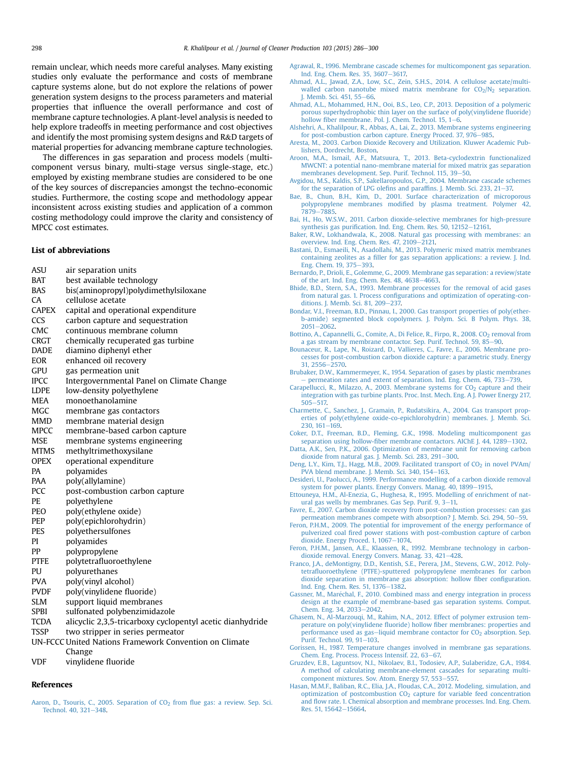remain unclear, which needs more careful analyses. Many existing studies only evaluate the performance and costs of membrane capture systems alone, but do not explore the relations of power generation system designs to the process parameters and material properties that influence the overall performance and cost of membrane capture technologies. A plant-level analysis is needed to help explore tradeoffs in meeting performance and cost objectives and identify the most promising system designs and R&D targets of material properties for advancing membrane capture technologies.

The differences in gas separation and process models (multi-component versus binary, multi-stage versus single-stage, etc.) employed by existing membrane studies are considered to be one of the key sources of discrepancies amongst the techno-economic studies. Furthermore, the costing scope and methodology appear inconsistent across existing studies and application of a common costing methodology could improve the clarity and consistency of MPCC cost estimates.

## List of abbreviations

| | |
|---|---|
| ASU | air separation units |
| BAT | best available technology |
| BAS | bis(aminopropyl)polydimethylsiloxane |
| CA | cellulose acetate |
| CAPEX | capital and operational expenditure |
| CCS | carbon capture and sequestration |
| CMC | continuous membrane column |
| CRGT | chemically recuperated gas turbine |
| DADE | diamino diphenyl ether |
| EOR | enhanced oil recovery |
| GPU | gas permeation unit |
| IPCC | Intergovernmental Panel on Climate Change |
| LDPE | low-density polyethylene |
| MEA | monoethanolamine |
| MGC | membrane gas contactors |
| MMD | membrane material design |
| MPCC | membrane-based carbon capture |
| MSE | membrane systems engineering |
| MTMS | methyltrimethoxysilane |
| OPEX | operational expenditure |
| PA | polyamides |
| PAA | poly(allylamine) |
| PCC | post-combustion carbon capture |
| PE | polyethylene |
| PEO | poly(ethylene oxide) |
| PEP | poly(epichlorohydrin) |
| PES | polyethersulfones |
| PI | polyamides |
| PP | polypropylene |
| PTFE | polytetrafluoroethylene |
| PU | polyurethanes |
| PVA | poly(vinyl alcohol) |
| PVDF | poly(vinylidene fluoride) |
| SLM | support liquid membranes |
| SPBI | sulfonated polybenzimidazole |
| TCDA | alicyclic 2,3,5-tricarboxy cyclopentyl acetic dianhydride |
| TSSP | two stripper in series permeator |
| UN-FCCC | United Nations Framework Convention on Climate Change |
| VDF | vinylidene fluoride |

## References

Aaron, D., Tsouris, C., 2005. Separation of $CO_2$ from flue gas: a review. Sep. Sci. Technol. 40, 321–348.

Agrawal, R., 1996. Membrane cascade schemes for multicomponent gas separation. Ind. Eng. Chem. Res. 35, 3607–3617.

Ahmad, A.L., Jawad, Z.A., Low, S.C., Zein, S.H.S., 2014. A cellulose acetate/multi-walled carbon nanotube mixed matrix membrane for $CO_2/N_2$ separation. J. Memb. Sci. 451, 55–66.

Ahmad, A.L., Mohammed, H.N., Ooi, B.S., Leo, C.P., 2013. Deposition of a polymeric porous superhydrophobic thin layer on the surface of poly(vinylidene fluoride) hollow fiber membrane. Pol. J. Chem. Technol. 15, 1–6.

Alshehri, A., Khalilpour, R., Abbas, A., Lai, Z., 2013. Membrane systems engineering for post-combustion carbon capture. Energy Proced. 37, 976–985.

Aresta, M., 2003. Carbon Dioxide Recovery and Utilization. Kluwer Academic Publishers, Dordrecht, Boston.

Aroon, M.A., Ismail, A.F., Matsuura, T., 2013. Beta-cyclodextrin functionalized MWCNT: a potential nano-membrane material for mixed matrix gas separation membranes development. Sep. Purif. Technol. 115, 39–50.

Avgidou, M.S., Kaldis, S.P., Sakellaropoulos, G.P., 2004. Membrane cascade schemes for the separation of LPG olefins and paraffins. J. Memb. Sci. 233, 21–37.

Bae, B., Chun, B.H., Kim, D., 2001. Surface characterization of microporous polypropylene membranes modified by plasma treatment. Polymer 42, 7879–7885.

Bai, H., Ho, W.S.W., 2011. Carbon dioxide-selective membranes for high-pressure synthesis gas purification. Ind. Eng. Chem. Res. 50, 12152–12161.

Baker, R.W., Lokhandwala, K., 2008. Natural gas processing with membranes: an overview. Ind. Eng. Chem. Res. 47, 2109–2121.

Bastani, D., Esmaeili, N., Asadollahi, M., 2013. Polymeric mixed matrix membranes containing zeolites as a filler for gas separation applications: a review. J. Ind. Eng. Chem. 19, 375–393.

Bernardo, P., Drioli, E., Golemme, G., 2009. Membrane gas separation: a review/state of the art. Ind. Eng. Chem. Res. 48, 4638–4663.

Bhide, B.D., Stern, S.A., 1993. Membrane processes for the removal of acid gases from natural gas. 1. Process configurations and optimization of operating-conditions. J. Memb. Sci. 81, 209–237.

Bondar, V.I., Freeman, B.D., Pinnau, I., 2000. Gas transport properties of poly(ether-b-amide) segmented block copolymers. J. Polym. Sci. B Polym. Phys. 38, 2051–2062.

Bottino, A., Capannelli, G., Comite, A., Di Felice, R., Firpo, R., 2008. $CO_2$ removal from a gas stream by membrane contactor. Sep. Purif. Technol. 59, 85–90.

Bounaceur, R., Lape, N., Roizard, D., Vallieres, C., Favre, E., 2006. Membrane processes for post-combustion carbon dioxide capture: a parametric study. Energy 31, 2556–2570.

Brubaker, D.W., Kammermeyer, K., 1954. Separation of gases by plastic membranes – permeation rates and extent of separation. Ind. Eng. Chem. 46, 733–739.

Carapellucci, R., Milazzo, A., 2003. Membrane systems for $CO_2$ capture and their integration with gas turbine plants. Proc. Inst. Mech. Eng. A J. Power Energy 217, 505–517.

Charmette, C., Sanchez, J., Gramain, P., Rudatsikira, A., 2004. Gas transport properties of poly(ethylene oxide-co-epichlorohydrin) membranes. J. Memb. Sci. 230, 161–169.

Coker, D.T., Freeman, B.D., Fleming, G.K., 1998. Modeling multicomponent gas separation using hollow-fiber membrane contactors. AIChE J. 44, 1289–1302.

Datta, A.K., Sen, P.K., 2006. Optimization of membrane unit for removing carbon dioxide from natural gas. J. Memb. Sci. 283, 291–300.

Deng, L.Y., Kim, T.J., Hagg, M.B., 2009. Facilitated transport of $CO_2$ in novel PVAm/PVA blend membrane. J. Memb. Sci. 340, 154–163.

Desideri, U., Paolucci, A., 1999. Performance modelling of a carbon dioxide removal system for power plants. Energy Convers. Manag. 40, 1899–1915.

Ettouneya, H.M., Al-Enezia, G., Hughesa, R., 1995. Modelling of enrichment of natural gas wells by membranes. Gas Sep. Purif. 9, 3–11.

Favre, E., 2007. Carbon dioxide recovery from post-combustion processes: can gas permeation membranes compete with absorption? J. Memb. Sci. 294, 50–59.

Feron, P.H.M., 2009. The potential for improvement of the energy performance of pulverized coal fired power stations with post-combustion capture of carbon dioxide. Energy Proced. 1, 1067–1074.

Feron, P.H.M., Jansen, A.E., Klaassen, R., 1992. Membrane technology in carbon-dioxide removal. Energy Convers. Manag. 33, 421–428.

Franco, J.A., deMontigny, D.D., Kentish, S.E., Perera, J.M., Stevens, G.W., 2012. Polytetrafluoroethylene (PTFE)-sputtered polypropylene membranes for carbon dioxide separation in membrane gas absorption: hollow fiber configuration. Ind. Eng. Chem. Res. 51, 1376–1382.

Gassner, M., Maréchal, F., 2010. Combined mass and energy integration in process design at the example of membrane-based gas separation systems. Comput. Chem. Eng. 34, 2033–2042.

Ghasem, N., Al-Marzouqi, M., Rahim, N.A., 2012. Effect of polymer extrusion temperature on poly(vinylidene fluoride) hollow fiber membranes: properties and performance used as gas–liquid membrane contactor for $CO_2$ absorption. Sep. Purif. Technol. 99, 91–103.

Gorissen, H., 1987. Temperature changes involved in membrane gas separations. Chem. Eng. Process. Process Intensif. 22, 63–67.

Gruzdev, E.B., Laguntsov, N.I., Nikolaev, B.I., Todosiev, A.P., Sulaberidze, G.A., 1984. A method of calculating membrane-element cascades for separating multicomponent mixtures. Sov. Atom. Energy 57, 553–557.

Hasan, M.M.F., Baliban, R.C., Elia, J.A., Floudas, C.A., 2012. Modeling, simulation, and optimization of postcombustion $CO_2$ capture for variable feed concentration and flow rate. 1. Chemical absorption and membrane processes. Ind. Eng. Chem. Res. 51, 15642–15664.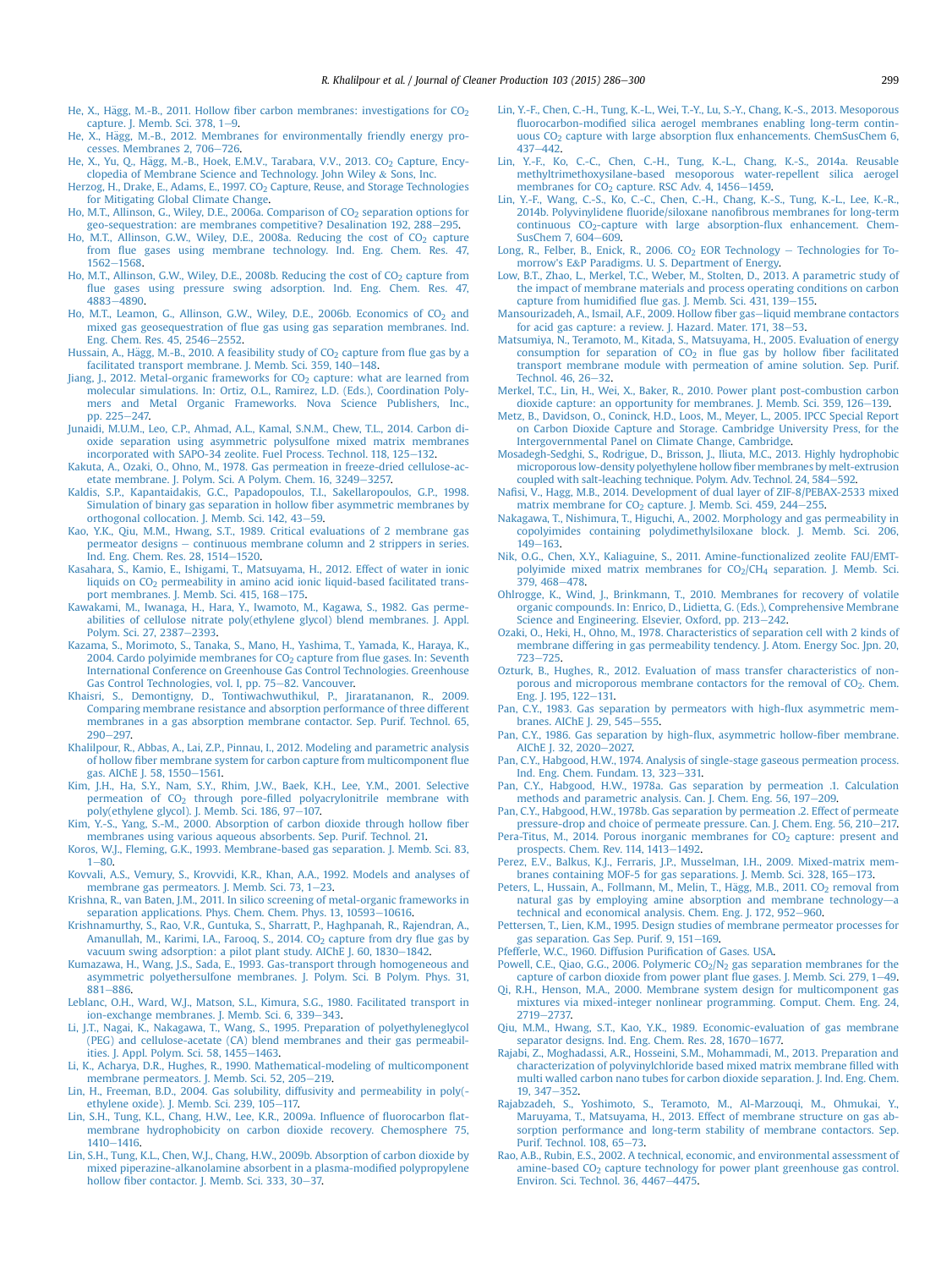He, X., Hägg, M.-B., 2011. Hollow fiber carbon membranes: investigations for $CO_2$ capture. J. Memb. Sci. 378, 1–9.

He, X., Hägg, M.-B., 2012. Membranes for environmentally friendly energy processes. Membranes 2, 706–726.

He, X., Yu, Q., Hägg, M.-B., Hoek, E.M.V., Tarabara, V.V., 2013. $CO_2$ Capture, Encyclopedia of Membrane Science and Technology. John Wiley & Sons, Inc.

Herzog, H., Drake, E., Adams, E., 1997. $CO_2$ Capture, Reuse, and Storage Technologies for Mitigating Global Climate Change.

Ho, M.T., Allinson, G., Wiley, D.E., 2006a. Comparison of $CO_2$ separation options for geo-sequestration: are membranes competitive? Desalination 192, 288–295.

Ho, M.T., Allinson, G.W., Wiley, D.E., 2008a. Reducing the cost of $CO_2$ capture from flue gases using membrane technology. Ind. Eng. Chem. Res. 47, 1562–1568.

Ho, M.T., Allinson, G.W., Wiley, D.E., 2008b. Reducing the cost of $CO_2$ capture from flue gases using pressure swing adsorption. Ind. Eng. Chem. Res. 47, 4883–4890.

Ho, M.T., Leamon, G., Allinson, G.W., Wiley, D.E., 2006b. Economics of $CO_2$ and mixed gas geosequestration of flue gas using gas separation membranes. Ind. Eng. Chem. Res. 45, 2546–2552.

Hussain, A., Hägg, M.-B., 2010. A feasibility study of $CO_2$ capture from flue gas by a facilitated transport membrane. J. Memb. Sci. 359, 140–148.

Jiang, J., 2012. Metal-organic frameworks for $CO_2$ capture: what are learned from molecular simulations. In: Ortiz, O.L., Ramirez, L.D. (Eds.), Coordination Polymers and Metal Organic Frameworks. Nova Science Publishers, Inc., pp. 225–247.

Junaidi, M.U.M., Leo, C.P., Ahmad, A.L., Kamal, S.N.M., Chew, T.L., 2014. Carbon dioxide separation using asymmetric polysulfone mixed matrix membranes incorporated with SAPO-34 zeolite. Fuel Process. Technol. 118, 125–132.

Kakuta, A., Ozaki, O., Ohno, M., 1978. Gas permeation in freeze-dried cellulose-acetate membrane. J. Polym. Sci. A Polym. Chem. 16, 3249–3257.

Kaldis, S.P., Kapantaidakis, G.C., Papadopoulos, T.I., Sakellaropoulos, G.P., 1998. Simulation of binary gas separation in hollow fiber asymmetric membranes by orthogonal collocation. J. Memb. Sci. 142, 43–59.

Kao, Y.K., Qiu, M.M., Hwang, S.T., 1989. Critical evaluations of 2 membrane gas permeator designs – continuous membrane column and 2 strippers in series. Ind. Eng. Chem. Res. 28, 1514–1520.

Kasahara, S., Kamio, E., Ishigami, T., Matsuyama, H., 2012. Effect of water in ionic liquids on $CO_2$ permeability in amino acid ionic liquid-based facilitated transport membranes. J. Memb. Sci. 415, 168–175.

Kawakami, M., Iwanaga, H., Hara, Y., Iwamoto, M., Kagawa, S., 1982. Gas permeabilities of cellulose nitrate poly(ethylene glycol) blend membranes. J. Appl. Polym. Sci. 27, 2387–2393.

Kazama, S., Morimoto, S., Tanaka, S., Mano, H., Yashima, T., Yamada, K., Haraya, K., 2004. Cardo polyimide membranes for $CO_2$ capture from flue gases. In: Seventh International Conference on Greenhouse Gas Control Technologies. Greenhouse Gas Control Technologies, vol. I, pp. 75–82. Vancouver.

Khaisri, S., Demontigny, D., Tontiwachwuthikul, P., Jiraratananon, R., 2009. Comparing membrane resistance and absorption performance of three different membranes in a gas absorption membrane contactor. Sep. Purif. Technol. 65, 290–297.

Khalilpour, R., Abbas, A., Lai, Z.P., Pinnau, I., 2012. Modeling and parametric analysis of hollow fiber membrane system for carbon capture from multicomponent flue gas. AIChE J. 58, 1550–1561.

Kim, J.H., Ha, S.Y., Nam, S.Y., Rhim, J.W., Baek, K.H., Lee, Y.M., 2001. Selective permeation of $CO_2$ through pore-filled polyacrylonitrile membrane with poly(ethylene glycol). J. Memb. Sci. 186, 97–107.

Kim, Y.-S., Yang, S.-M., 2000. Absorption of carbon dioxide through hollow fiber membranes using various aqueous absorbents. Sep. Purif. Technol. 21.

Koros, W.J., Fleming, G.K., 1993. Membrane-based gas separation. J. Memb. Sci. 83, 1–80.

Kovvali, A.S., Vemury, S., Krovvidi, K.R., Khan, A.A., 1992. Models and analyses of membrane gas permeators. J. Memb. Sci. 73, 1–23.

Krishna, R., van Baten, J.M., 2011. In silico screening of metal-organic frameworks in separation applications. Phys. Chem. Chem. Phys. 13, 10593–10616.

Krishnamurthy, S., Rao, V.R., Guntuka, S., Sharratt, P., Haghpanah, R., Rajendran, A., Amanullah, M., Karimi, I.A., Farooq, S., 2014. $CO_2$ capture from dry flue gas by vacuum swing adsorption: a pilot plant study. AIChE J. 60, 1830–1842.

Kumazawa, H., Wang, J.S., Sada, E., 1993. Gas-transport through homogeneous and asymmetric polyethersulfone membranes. J. Polym. Sci. B Polym. Phys. 31, 881–886.

Leblanc, O.H., Ward, W.J., Matson, S.L., Kimura, S.G., 1980. Facilitated transport in ion-exchange membranes. J. Memb. Sci. 6, 339–343.

Li, J.T., Nagai, K., Nakagawa, T., Wang, S., 1995. Preparation of polyethyleneglycol (PEG) and cellulose-acetate (CA) blend membranes and their gas permeabilities. J. Appl. Polym. Sci. 58, 1455–1463.

Li, K., Acharya, D.R., Hughes, R., 1990. Mathematical-modeling of multicomponent membrane permeators. J. Memb. Sci. 52, 205–219.

Lin, H., Freeman, B.D., 2004. Gas solubility, diffusivity and permeability in poly(ethylene oxide). J. Memb. Sci. 239, 105–117.

Lin, S.H., Tung, K.L., Chang, H.W., Lee, K.R., 2009a. Influence of fluorocarbon flat-membrane hydrophobicity on carbon dioxide recovery. Chemosphere 75, 1410–1416.

Lin, S.H., Tung, K.L., Chen, W.J., Chang, H.W., 2009b. Absorption of carbon dioxide by mixed piperazine-alkanolamine absorbent in a plasma-modified polypropylene hollow fiber contactor. J. Memb. Sci. 333, 30–37.

Lin, Y.-F., Chen, C.-H., Tung, K.-L., Wei, T.-Y., Lu, S.-Y., Chang, K.-S., 2013. Mesoporous fluorocarbon-modified silica aerogel membranes enabling long-term continuous $CO_2$ capture with large absorption flux enhancements. ChemSusChem 6, 437–442.

Lin, Y.-F., Ko, C.-C., Chen, C.-H., Tung, K.-L., Chang, K.-S., 2014a. Reusable methyltrimethoxysilane-based mesoporous water-repellent silica aerogel membranes for $CO_2$ capture. RSC Adv. 4, 1456–1459.

Lin, Y.-F., Wang, C.-S., Ko, C.-C., Chen, C.-H., Chang, K.-S., Tung, K.-L., Lee, K.-R., 2014b. Polyvinylidene fluoride/siloxane nanofibrous membranes for long-term continuous $CO_2$-capture with large absorption-flux enhancement. ChemSusChem 7, 604–609.

Long, R., Felber, B., Enick, R., 2006. $CO_2$ EOR Technology – Technologies for Tomorrow's E&P Paradigms. U.S. Department of Energy.

Low, B.T., Zhao, L., Merkel, T.C., Weber, M., Stolten, D., 2013. A parametric study of the impact of membrane materials and process operating conditions on carbon capture from humidified flue gas. J. Memb. Sci. 431, 139–155.

Mansourizadeh, A., Ismail, A.F., 2009. Hollow fiber gas–liquid membrane contactors for acid gas capture: a review. J. Hazard. Mater. 171, 38–53.

Matsumiya, N., Teramoto, M., Kitada, S., Matsuyama, H., 2005. Evaluation of energy consumption for separation of $CO_2$ in flue gas by hollow fiber facilitated transport membrane module with permeation of amine solution. Sep. Purif. Technol. 46, 26–32.

Merkel, T.C., Lin, H., Wei, X., Baker, R., 2010. Power plant post-combustion carbon dioxide capture: an opportunity for membranes. J. Memb. Sci. 359, 126–139.

Metz, B., Davidson, O., Coninck, H.D., Loos, M., Meyer, L., 2005. IPCC Special Report on Carbon Dioxide Capture and Storage. Cambridge University Press, for the Intergovernmental Panel on Climate Change, Cambridge.

Mosadegh-Sedghi, S., Rodrigue, D., Brisson, J., Iliuta, M.C., 2013. Highly hydrophobic microporous low-density polyethylene hollow fiber membranes by melt-extrusion coupled with salt-leaching technique. Polym. Adv. Technol. 24, 584–592.

Nafisi, V., Hagg, M.B., 2014. Development of dual layer of ZIF-8/PEBAX-2533 mixed matrix membrane for $CO_2$ capture. J. Memb. Sci. 459, 244–255.

Nakagawa, T., Nishimura, T., Higuchi, A., 2002. Morphology and gas permeability in copolyimides containing polydimethylsiloxane block. J. Memb. Sci. 206, 149–163.

Nik, O.G., Chen, X.Y., Kaliaguine, S., 2011. Amine-functionalized zeolite FAU/EMT-polyimide mixed matrix membranes for $CO_2/CH_4$ separation. J. Memb. Sci. 379, 468–478.

Ohlrogge, K., Wind, J., Brinkmann, T., 2010. Membranes for recovery of volatile organic compounds. In: Enrico, D., Lidietta, G. (Eds.), Comprehensive Membrane Science and Engineering. Elsevier, Oxford, pp. 213–242.

Ozaki, O., Heki, H., Ohno, M., 1978. Characteristics of separation cell with 2 kinds of membrane differing in gas permeability tendency. J. Atom. Energy Soc. Jpn. 20, 723–725.

Ozturk, B., Hughes, R., 2012. Evaluation of mass transfer characteristics of non-porous and microporous membrane contactors for the removal of $CO_2$. Chem. Eng. J. 195, 122–131.

Pan, C.Y., 1983. Gas separation by permeators with high-flux asymmetric membranes. AIChE J. 29, 545–555.

Pan, C.Y., 1986. Gas separation by high-flux, asymmetric hollow-fiber membrane. AIChE J. 32, 2020–2027.

Pan, C.Y., Habgood, H.W., 1974. Analysis of single-stage gaseous permeation process. Ind. Eng. Chem. Fundam. 13, 323–331.

Pan, C.Y., Habgood, H.W., 1978a. Gas separation by permeation .1. Calculation methods and parametric analysis. Can. J. Chem. Eng. 56, 197–209.

Pan, C.Y., Habgood, H.W., 1978b. Gas separation by permeation .2. Effect of permeate pressure-drop and choice of permeate pressure. Can. J. Chem. Eng. 56, 210–217.

Pera-Titus, M., 2014. Porous inorganic membranes for $CO_2$ capture: present and prospects. Chem. Rev. 114, 1413–1492.

Perez, E.V., Balkus, K.J., Ferraris, J.P., Musselman, I.H., 2009. Mixed-matrix membranes containing MOF-5 for gas separations. J. Memb. Sci. 328, 165–173.

Peters, L., Hussain, A., Follmann, M., Melin, T., Hägg, M.B., 2011. $CO_2$ removal from natural gas by employing amine absorption and membrane technology—a technical and economical analysis. Chem. Eng. J. 172, 952–960.

Pettersen, T., Lien, K.M., 1995. Design studies of membrane permeator processes for gas separation. Gas Sep. Purif. 9, 151–169.

Pfefferle, W.C., 1960. Diffusion Purification of Gases. USA.

Powell, C.E., Qiao, G.G., 2006. Polymeric $CO_2/N_2$ gas separation membranes for the capture of carbon dioxide from power plant flue gases. J. Memb. Sci. 279, 1–49.

Qi, R.H., Henson, M.A., 2000. Membrane system design for multicomponent gas mixtures via mixed-integer nonlinear programming. Comput. Chem. Eng. 24, 2719–2737.

Qiu, M.M., Hwang, S.T., Kao, Y.K., 1989. Economic-evaluation of gas membrane separator designs. Ind. Eng. Chem. Res. 28, 1670–1677.

Rajabi, Z., Moghadassi, A.R., Hosseini, S.M., Mohammadi, M., 2013. Preparation and characterization of polyvinylchloride based mixed matrix membrane filled with multi walled carbon nano tubes for carbon dioxide separation. J. Ind. Eng. Chem. 19, 347–352.

Rajabzadeh, S., Yoshimoto, S., Teramoto, M., Al-Marzouqi, M., Ohmukai, Y., Maruyama, T., Matsuyama, H., 2013. Effect of membrane structure on gas absorption performance and long-term stability of membrane contactors. Sep. Purif. Technol. 108, 65–73.

Rao, A.B., Rubin, E.S., 2002. A technical, economic, and environmental assessment of amine-based $CO_2$ capture technology for power plant greenhouse gas control. Environ. Sci. Technol. 36, 4467–4475.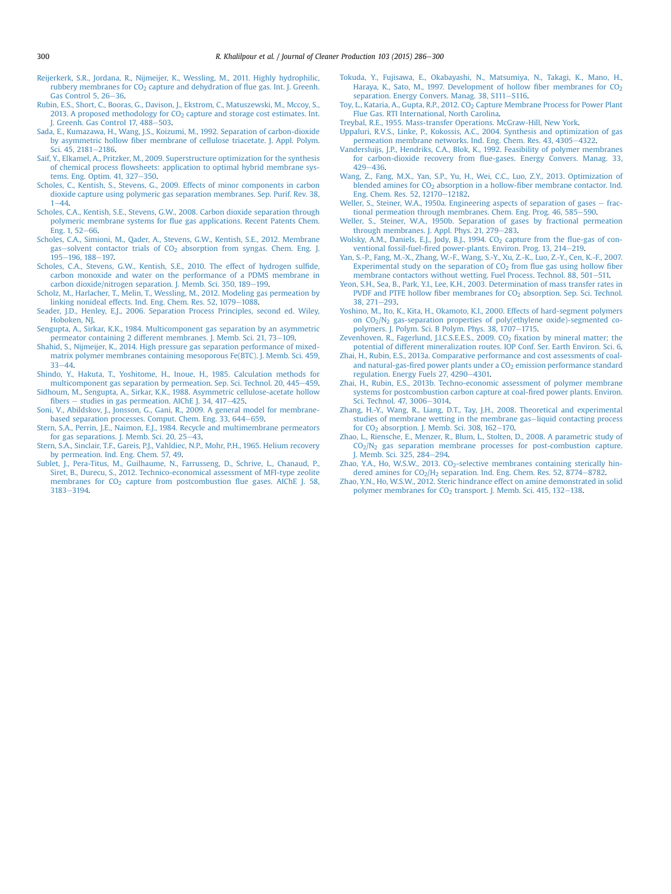Reijerkerk, S.R., Jordana, R., Nijmeijer, K., Wessling, M., 2011. Highly hydrophilic, rubbery membranes for $CO_2$ capture and dehydration of flue gas. Int. J. Greenh. Gas Control 5, 26–36.

Rubin, E.S., Short, C., Booras, G., Davison, J., Ekstrom, C., Matuszewski, M., Mccoy, S., 2013. A proposed methodology for $CO_2$ capture and storage cost estimates. Int. J. Greenh. Gas Control 17, 488–503.

Sada, E., Kumazawa, H., Wang, J.S., Koizumi, M., 1992. Separation of carbon-dioxide by asymmetric hollow fiber membrane of cellulose triacetate. J. Appl. Polym. Sci. 45, 2181–2186.

Saif, Y., Elkamel, A., Pritzker, M., 2009. Superstructure optimization for the synthesis of chemical process flowsheets: application to optimal hybrid membrane systems. Eng. Optim. 41, 327–350.

Scholes, C., Kentish, S., Stevens, G., 2009. Effects of minor components in carbon dioxide capture using polymeric gas separation membranes. Sep. Purif. Rev. 38, 1–44.

Scholes, C.A., Kentish, S.E., Stevens, G.W., 2008. Carbon dioxide separation through polymeric membrane systems for flue gas applications. Recent Patents Chem. Eng. 1, 52–66.

Scholes, C.A., Simioni, M., Qader, A., Stevens, G.W., Kentish, S.E., 2012. Membrane gas–solvent contactor trials of $CO_2$ absorption from syngas. Chem. Eng. J. 195–196, 188–197.

Scholes, C.A., Stevens, G.W., Kentish, S.E., 2010. The effect of hydrogen sulfide, carbon monoxide and water on the performance of a PDMS membrane in carbon dioxide/nitrogen separation. J. Memb. Sci. 350, 189–199.

Scholz, M., Harlacher, T., Melin, T., Wessling, M., 2012. Modeling gas permeation by linking nonideal effects. Ind. Eng. Chem. Res. 52, 1079–1088.

Seader, J.D., Henley, E.J., 2006. Separation Process Principles, second ed. Wiley, Hoboken, NJ.

Sengupta, A., Sirkar, K.K., 1984. Multicomponent gas separation by an asymmetric permeator containing 2 different membranes. J. Memb. Sci. 21, 73–109.

Shahid, S., Nijmeijer, K., 2014. High pressure gas separation performance of mixed-matrix polymer membranes containing mesoporous Fe(BTC). J. Memb. Sci. 459, 33–44.

Shindo, Y., Hakuta, T., Yoshitome, H., Inoue, H., 1985. Calculation methods for multicomponent gas separation by permeation. Sep. Sci. Technol. 20, 445–459.

Sidhoum, M., Sengupta, A., Sirkar, K.K., 1988. Asymmetric cellulose-acetate hollow fibers – studies in gas permeation. AIChE J. 34, 417–425.

Soni, V., Abildskov, J., Jonsson, G., Gani, R., 2009. A general model for membrane-based separation processes. Comput. Chem. Eng. 33, 644–659.

Stern, S.A., Perrin, J.E., Naimon, E.J., 1984. Recycle and multimembrane permeators for gas separations. J. Memb. Sci. 20, 25–43.

Stern, S.A., Sinclair, T.F., Gareis, P.J., Vahldiec, N.P., Mohr, P.H., 1965. Helium recovery by permeation. Ind. Eng. Chem. 57, 49.

Sublet, J., Pera-Titus, M., Guilhaume, N., Farrusseng, D., Schrive, L., Chanaud, P., Siret, B., Durecu, S., 2012. Technico-economical assessment of MFI-type zeolite membranes for $CO_2$ capture from postcombustion flue gases. AIChE J. 58, 3183–3194.

Tokuda, Y., Fujisawa, E., Okabayashi, N., Matsumiya, N., Takagi, K., Mano, H., Haraya, K., Sato, M., 1997. Development of hollow fiber membranes for $CO_2$ separation. Energy Convers. Manag. 38, S111–S116.

Toy, L., Kataria, A., Gupta, R.P., 2012. $CO_2$ Capture Membrane Process for Power Plant Flue Gas. RTI International, North Carolina.

Treybal, R.E., 1955. Mass-transfer Operations. McGraw-Hill, New York.

Uppaluri, R.V.S., Linke, P., Kokossis, A.C., 2004. Synthesis and optimization of gas permeation membrane networks. Ind. Eng. Chem. Res. 43, 4305–4322.

Vandersluijs, J.P., Hendriks, C.A., Blok, K., 1992. Feasibility of polymer membranes for carbon-dioxide recovery from flue-gases. Energy Convers. Manag. 33, 429–436.

Wang, Z., Fang, M.X., Yan, S.P., Yu, H., Wei, C.C., Luo, Z.Y., 2013. Optimization of blended amines for $CO_2$ absorption in a hollow-fiber membrane contactor. Ind. Eng. Chem. Res. 52, 12170–12182.

Weller, S., Steiner, W.A., 1950a. Engineering aspects of separation of gases – fractional permeation through membranes. Chem. Eng. Prog. 46, 585–590.

Weller, S., Steiner, W.A., 1950b. Separation of gases by fractional permeation through membranes. J. Appl. Phys. 21, 279–283.

Wolsky, A.M., Daniels, E.J., Jody, B.J., 1994. $CO_2$ capture from the flue-gas of conventional fossil-fuel-fired power-plants. Environ. Prog. 13, 214–219.

Yan, S.-P., Fang, M.-X., Zhang, W.-F., Wang, S.-Y., Xu, Z.-K., Luo, Z.-Y., Cen, K.-F., 2007. Experimental study on the separation of $CO_2$ from flue gas using hollow fiber membrane contactors without wetting. Fuel Process. Technol. 88, 501–511.

Yeon, S.H., Sea, B., Park, Y.I., Lee, K.H., 2003. Determination of mass transfer rates in PVDF and PTFE hollow fiber membranes for $CO_2$ absorption. Sep. Sci. Technol. 38, 271–293.

Yoshino, M., Ito, K., Kita, H., Okamoto, K.I., 2000. Effects of hard-segment polymers on $CO_2/N_2$ gas-separation properties of poly(ethylene oxide)-segmented copolymers. J. Polym. Sci. B Polym. Phys. 38, 1707–1715.

Zevenhoven, R., Fagerlund, J.I.C.S.E.E.S., 2009. $CO_2$ fixation by mineral matter; the potential of different mineralization routes. IOP Conf. Ser. Earth Environ. Sci. 6.

Zhai, H., Rubin, E.S., 2013a. Comparative performance and cost assessments of coal- and natural-gas-fired power plants under a $CO_2$ emission performance standard regulation. Energy Fuels 27, 4290–4301.

Zhai, H., Rubin, E.S., 2013b. Techno-economic assessment of polymer membrane systems for postcombustion carbon capture at coal-fired power plants. Environ. Sci. Technol. 47, 3006–3014.

Zhang, H.-Y., Wang, R., Liang, D.T., Tay, J.H., 2008. Theoretical and experimental studies of membrane wetting in the membrane gas–liquid contacting process for $CO_2$ absorption. J. Memb. Sci. 308, 162–170.

Zhao, L., Riensche, E., Menzer, R., Blum, L., Stolten, D., 2008. A parametric study of $CO_2/N_2$ gas separation membrane processes for post-combustion capture. J. Memb. Sci. 325, 284–294.

Zhao, Y.A., Ho, W.S.W., 2013. $CO_2$-selective membranes containing sterically hindered amines for $CO_2/H_2$ separation. Ind. Eng. Chem. Res. 52, 8774–8782.

Zhao, Y.N., Ho, W.S.W., 2012. Steric hindrance effect on amine demonstrated in solid polymer membranes for $CO_2$ transport. J. Memb. Sci. 415, 132–138.